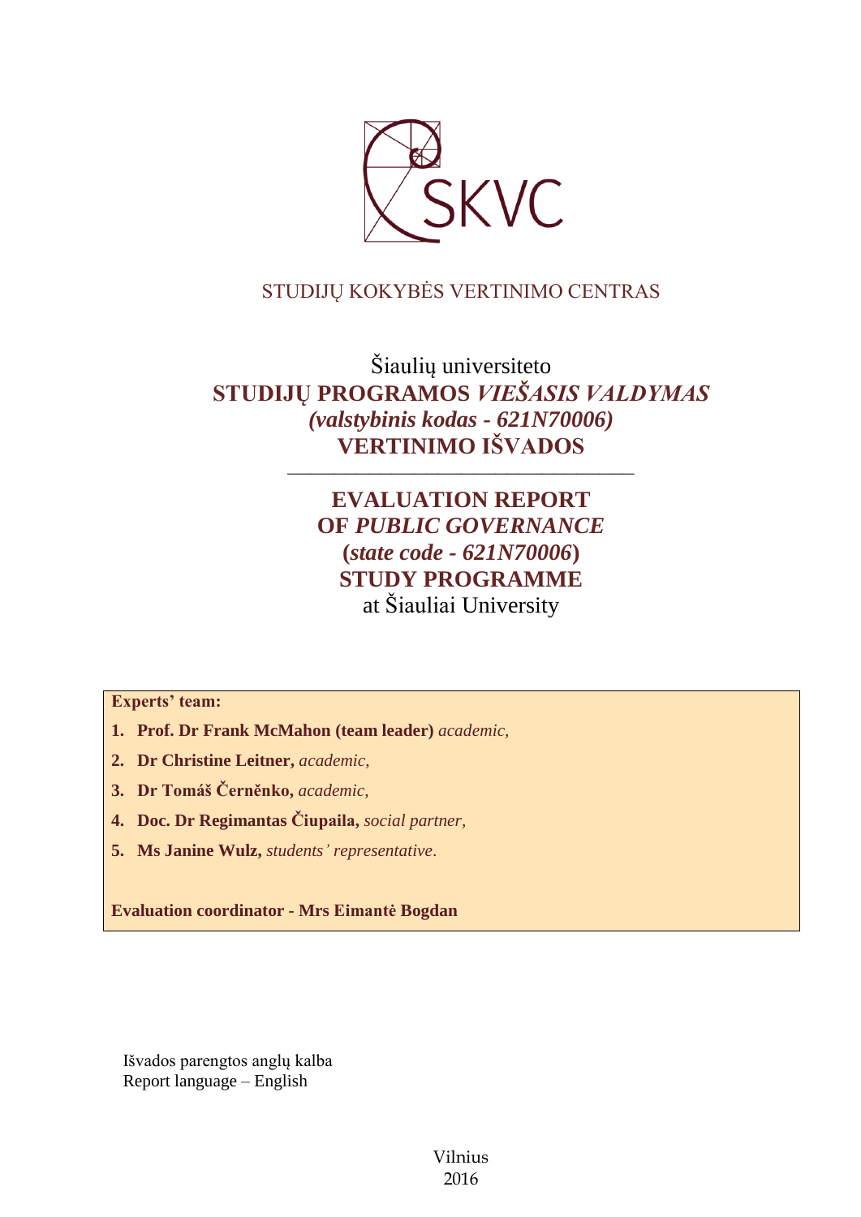SKVC

STUDIJŲ KOKYBĖS VERTINIMO CENTRAS

# Šiaulių universiteto
# STUDIJŲ PROGRAMOS *VIEŠASIS VALDYMAS* *(valstybinis kodas - 621N70006)* VERTINIMO IŠVADOS

---

# EVALUATION REPORT OF *PUBLIC GOVERNANCE* (*state code - 621N70006*) STUDY PROGRAMME

at Šiauliai University

**Experts' team:**

1. **Prof. Dr Frank McMahon (team leader)** *academic,*
2. **Dr Christine Leitner,** *academic,*
3. **Dr Tomáš Černěnko,** *academic,*
4. **Doc. Dr Regimantas Čiupaila,** *social partner,*
5. **Ms Janine Wulz,** *students' representative.*

**Evaluation coordinator - Mrs Eimantė Bogdan**

Išvados parengtos anglų kalba
Report language – English

Vilnius
2016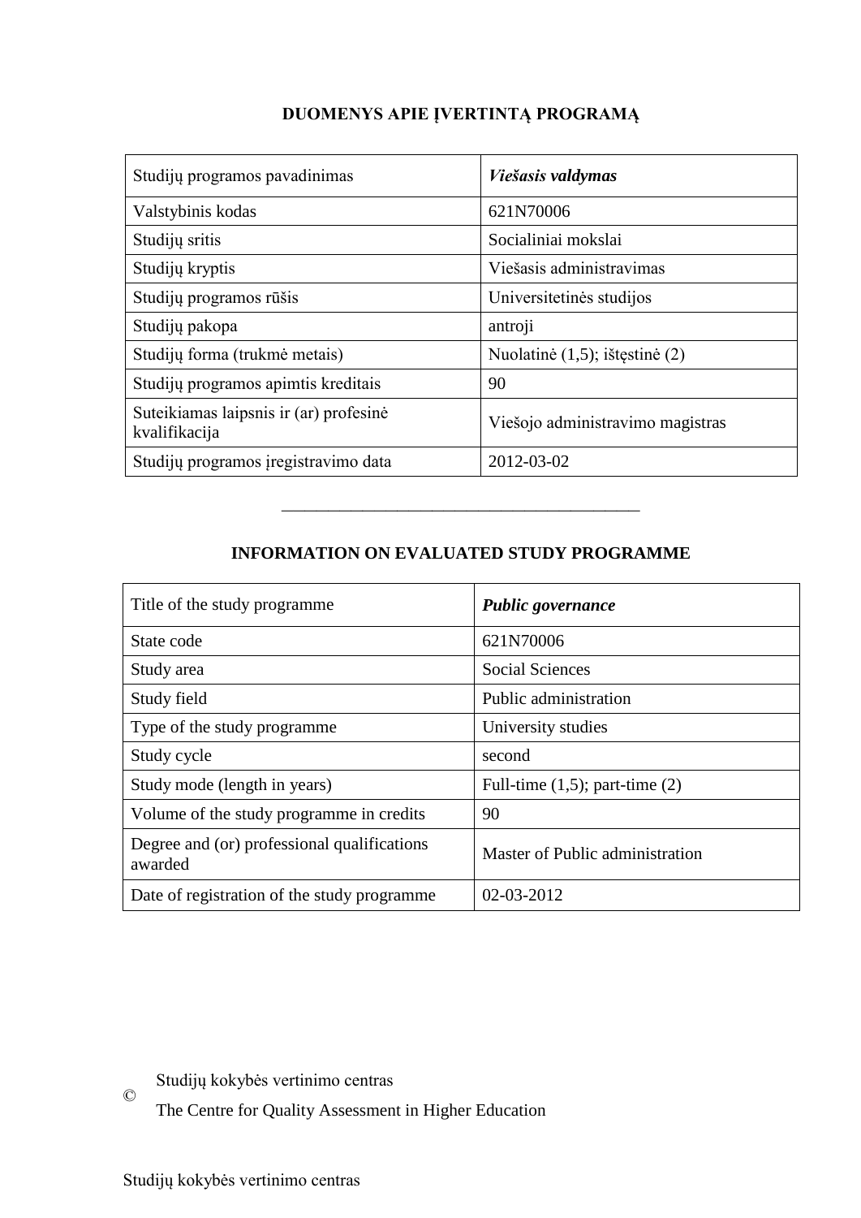## DUOMENYS APIE ĮVERTINTĄ PROGRAMĄ

| | |
|---|---|
| Studijų programos pavadinimas | ***Viešasis valdymas*** |
| Valstybinis kodas | 621N70006 |
| Studijų sritis | Socialiniai mokslai |
| Studijų kryptis | Viešasis administravimas |
| Studijų programos rūšis | Universitetinės studijos |
| Studijų pakopa | antroji |
| Studijų forma (trukmė metais) | Nuolatinė (1,5); ištęstinė (2) |
| Studijų programos apimtis kreditais | 90 |
| Suteikiamas laipsnis ir (ar) profesinė kvalifikacija | Viešojo administravimo magistras |
| Studijų programos įregistravimo data | 2012-03-02 |

---

## INFORMATION ON EVALUATED STUDY PROGRAMME

| | |
|---|---|
| Title of the study programme | ***Public governance*** |
| State code | 621N70006 |
| Study area | Social Sciences |
| Study field | Public administration |
| Type of the study programme | University studies |
| Study cycle | second |
| Study mode (length in years) | Full-time (1,5); part-time (2) |
| Volume of the study programme in credits | 90 |
| Degree and (or) professional qualifications awarded | Master of Public administration |
| Date of registration of the study programme | 02-03-2012 |

© Studijų kokybės vertinimo centras
The Centre for Quality Assessment in Higher Education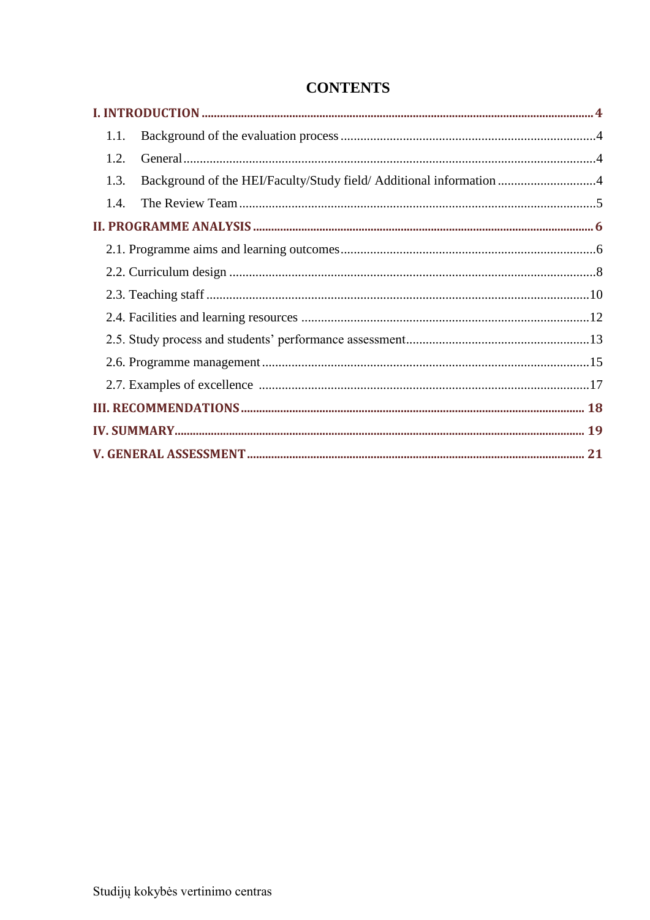# CONTENTS

I. INTRODUCTION ........................................................................................................................ 4

1.1. Background of the evaluation process ........................................................................ 4

1.2. General ....................................................................................................................... 4

1.3. Background of the HEI/Faculty/Study field/ Additional information ............................ 4

1.4. The Review Team ........................................................................................................ 5

II. PROGRAMME ANALYSIS ........................................................................................................ 6

2.1. Programme aims and learning outcomes ........................................................................ 6

2.2. Curriculum design ........................................................................................................ 8

2.3. Teaching staff ............................................................................................................... 10

2.4. Facilities and learning resources .................................................................................. 12

2.5. Study process and students' performance assessment .................................................. 13

2.6. Programme management .............................................................................................. 15

2.7. Examples of excellence ............................................................................................... 17

III. RECOMMENDATIONS ............................................................................................................ 18

IV. SUMMARY ............................................................................................................................. 19

V. GENERAL ASSESSMENT .......................................................................................................... 21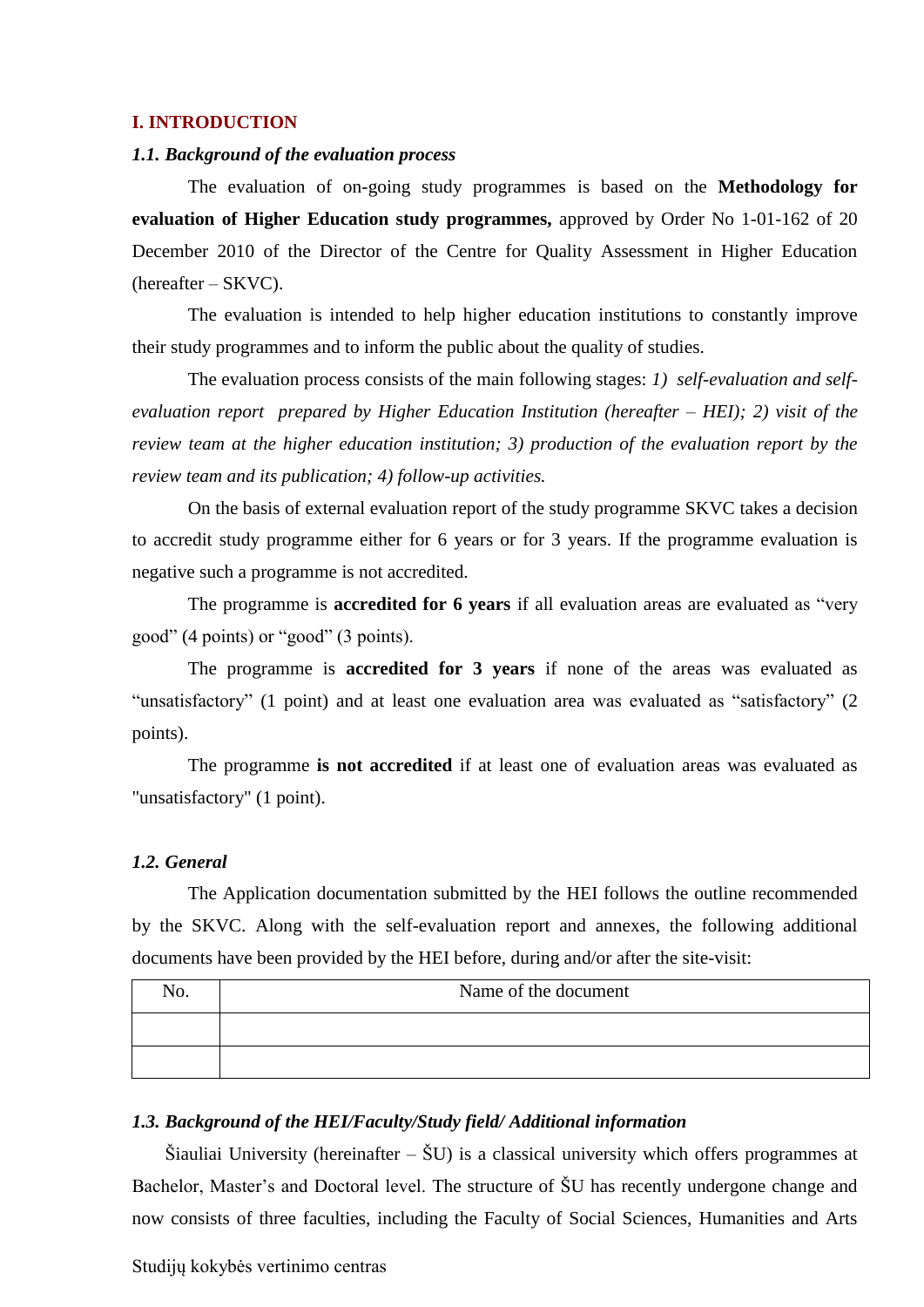## I. INTRODUCTION

### *1.1. Background of the evaluation process*

The evaluation of on-going study programmes is based on the **Methodology for evaluation of Higher Education study programmes,** approved by Order No 1-01-162 of 20 December 2010 of the Director of the Centre for Quality Assessment in Higher Education (hereafter – SKVC).

The evaluation is intended to help higher education institutions to constantly improve their study programmes and to inform the public about the quality of studies.

The evaluation process consists of the main following stages: *1) self-evaluation and self-evaluation report prepared by Higher Education Institution (hereafter – HEI); 2) visit of the review team at the higher education institution; 3) production of the evaluation report by the review team and its publication; 4) follow-up activities.*

On the basis of external evaluation report of the study programme SKVC takes a decision to accredit study programme either for 6 years or for 3 years. If the programme evaluation is negative such a programme is not accredited.

The programme is **accredited for 6 years** if all evaluation areas are evaluated as "very good" (4 points) or "good" (3 points).

The programme is **accredited for 3 years** if none of the areas was evaluated as "unsatisfactory" (1 point) and at least one evaluation area was evaluated as "satisfactory" (2 points).

The programme **is not accredited** if at least one of evaluation areas was evaluated as "unsatisfactory" (1 point).

### *1.2. General*

The Application documentation submitted by the HEI follows the outline recommended by the SKVC. Along with the self-evaluation report and annexes, the following additional documents have been provided by the HEI before, during and/or after the site-visit:

| No. | Name of the document |
|---|---|
| | |
| | |

### *1.3. Background of the HEI/Faculty/Study field/ Additional information*

Šiauliai University (hereinafter – ŠU) is a classical university which offers programmes at Bachelor, Master's and Doctoral level. The structure of ŠU has recently undergone change and now consists of three faculties, including the Faculty of Social Sciences, Humanities and Arts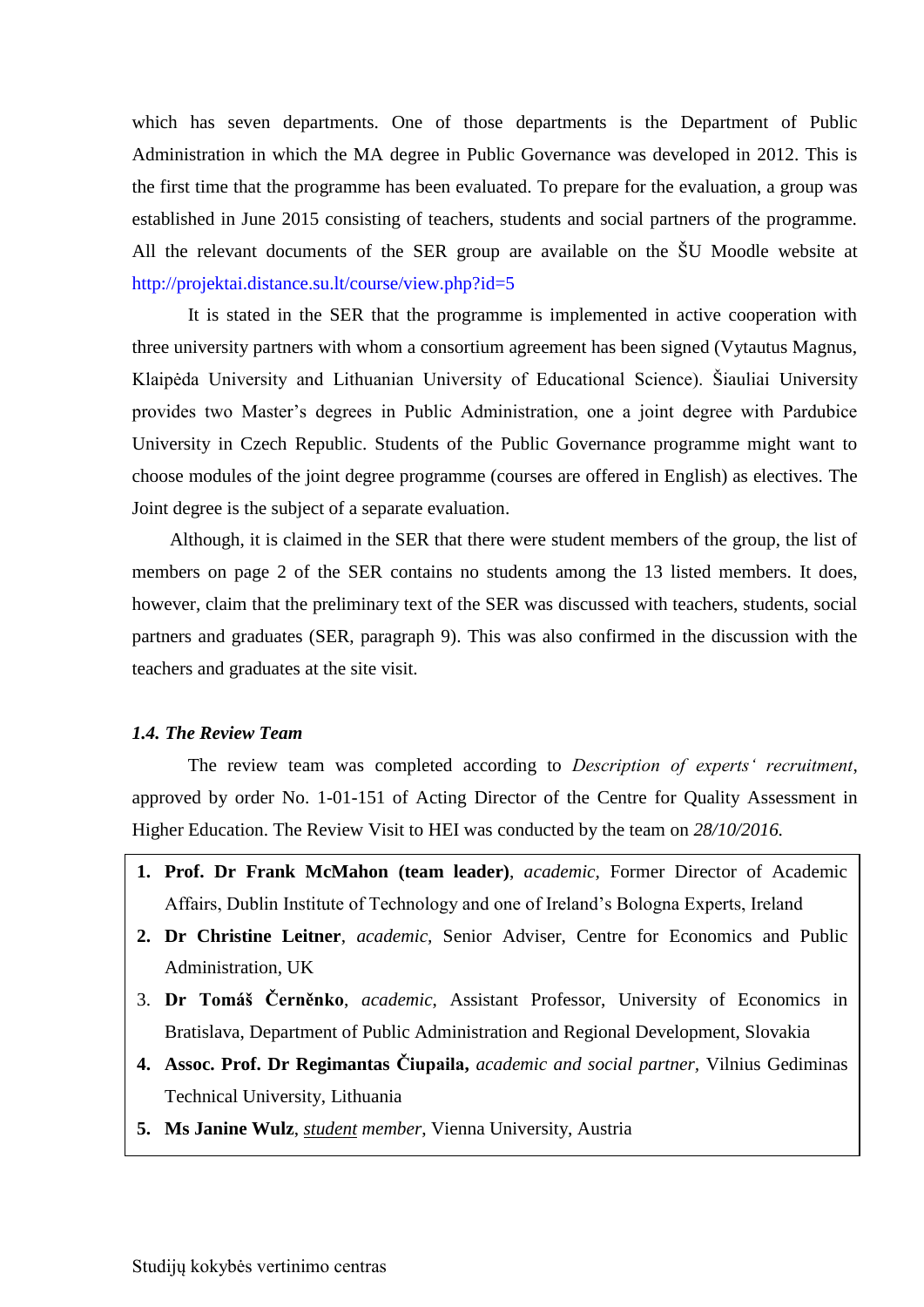which has seven departments. One of those departments is the Department of Public Administration in which the MA degree in Public Governance was developed in 2012. This is the first time that the programme has been evaluated. To prepare for the evaluation, a group was established in June 2015 consisting of teachers, students and social partners of the programme. All the relevant documents of the SER group are available on the ŠU Moodle website at http://projektai.distance.su.lt/course/view.php?id=5

It is stated in the SER that the programme is implemented in active cooperation with three university partners with whom a consortium agreement has been signed (Vytautus Magnus, Klaipėda University and Lithuanian University of Educational Science). Šiauliai University provides two Master's degrees in Public Administration, one a joint degree with Pardubice University in Czech Republic. Students of the Public Governance programme might want to choose modules of the joint degree programme (courses are offered in English) as electives. The Joint degree is the subject of a separate evaluation.

Although, it is claimed in the SER that there were student members of the group, the list of members on page 2 of the SER contains no students among the 13 listed members. It does, however, claim that the preliminary text of the SER was discussed with teachers, students, social partners and graduates (SER, paragraph 9). This was also confirmed in the discussion with the teachers and graduates at the site visit.

### *1.4. The Review Team*

The review team was completed according to *Description of experts' recruitment*, approved by order No. 1-01-151 of Acting Director of the Centre for Quality Assessment in Higher Education. The Review Visit to HEI was conducted by the team on *28/10/2016.*

1. **Prof. Dr Frank McMahon (team leader)**, *academic*, Former Director of Academic Affairs, Dublin Institute of Technology and one of Ireland's Bologna Experts, Ireland
2. **Dr Christine Leitner**, *academic*, Senior Adviser, Centre for Economics and Public Administration, UK
3. **Dr Tomáš Černěnko**, *academic*, Assistant Professor, University of Economics in Bratislava, Department of Public Administration and Regional Development, Slovakia
4. **Assoc. Prof. Dr Regimantas Čiupaila,** *academic and social partner*, Vilnius Gediminas Technical University, Lithuania
5. **Ms Janine Wulz**, *student member*, Vienna University, Austria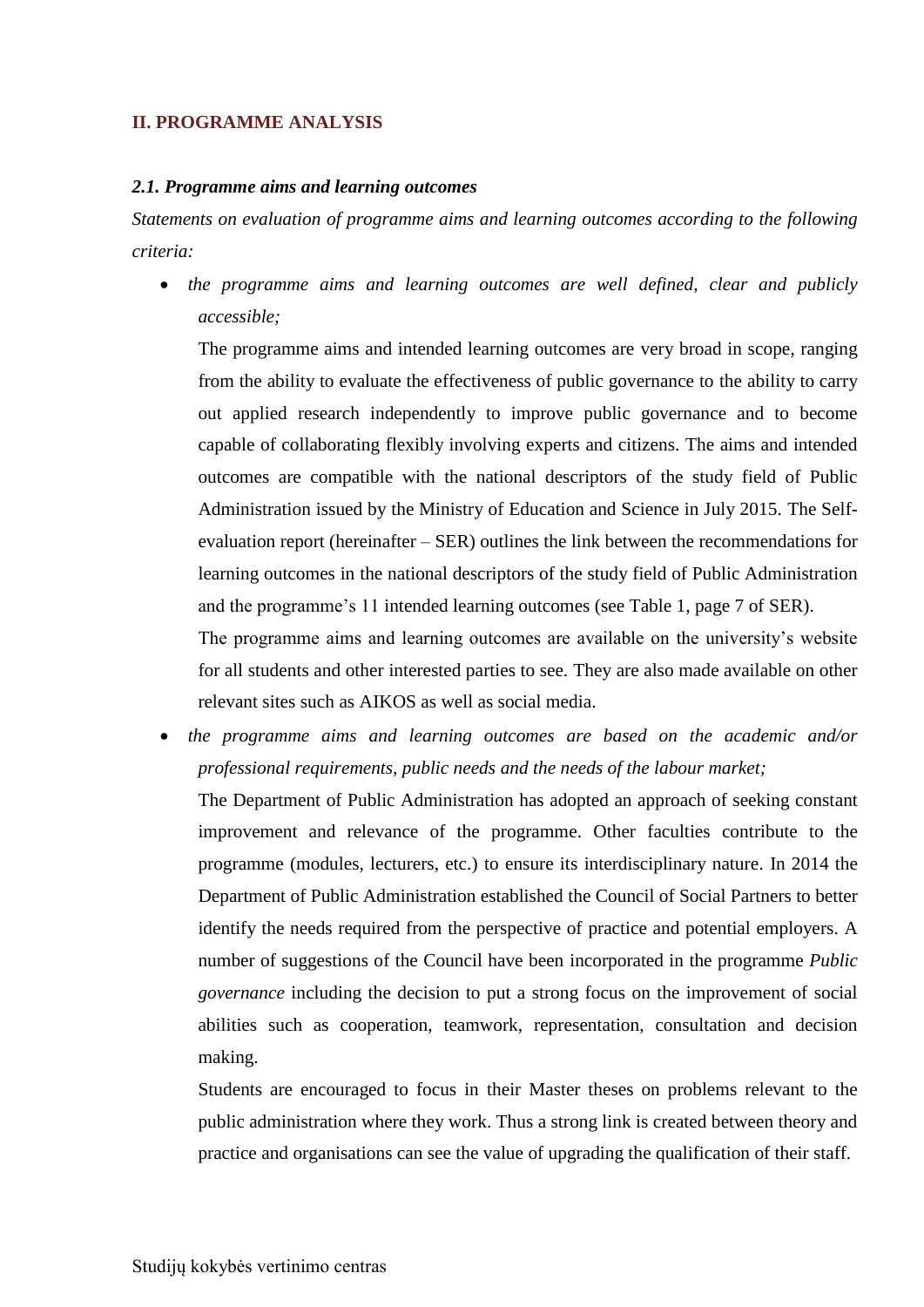## II. PROGRAMME ANALYSIS

### *2.1. Programme aims and learning outcomes*

*Statements on evaluation of programme aims and learning outcomes according to the following criteria:*

- *the programme aims and learning outcomes are well defined, clear and publicly accessible;*

  The programme aims and intended learning outcomes are very broad in scope, ranging from the ability to evaluate the effectiveness of public governance to the ability to carry out applied research independently to improve public governance and to become capable of collaborating flexibly involving experts and citizens. The aims and intended outcomes are compatible with the national descriptors of the study field of Public Administration issued by the Ministry of Education and Science in July 2015. The Self-evaluation report (hereinafter – SER) outlines the link between the recommendations for learning outcomes in the national descriptors of the study field of Public Administration and the programme's 11 intended learning outcomes (see Table 1, page 7 of SER).

  The programme aims and learning outcomes are available on the university's website for all students and other interested parties to see. They are also made available on other relevant sites such as AIKOS as well as social media.

- *the programme aims and learning outcomes are based on the academic and/or professional requirements, public needs and the needs of the labour market;*

  The Department of Public Administration has adopted an approach of seeking constant improvement and relevance of the programme. Other faculties contribute to the programme (modules, lecturers, etc.) to ensure its interdisciplinary nature. In 2014 the Department of Public Administration established the Council of Social Partners to better identify the needs required from the perspective of practice and potential employers. A number of suggestions of the Council have been incorporated in the programme *Public governance* including the decision to put a strong focus on the improvement of social abilities such as cooperation, teamwork, representation, consultation and decision making.

  Students are encouraged to focus in their Master theses on problems relevant to the public administration where they work. Thus a strong link is created between theory and practice and organisations can see the value of upgrading the qualification of their staff.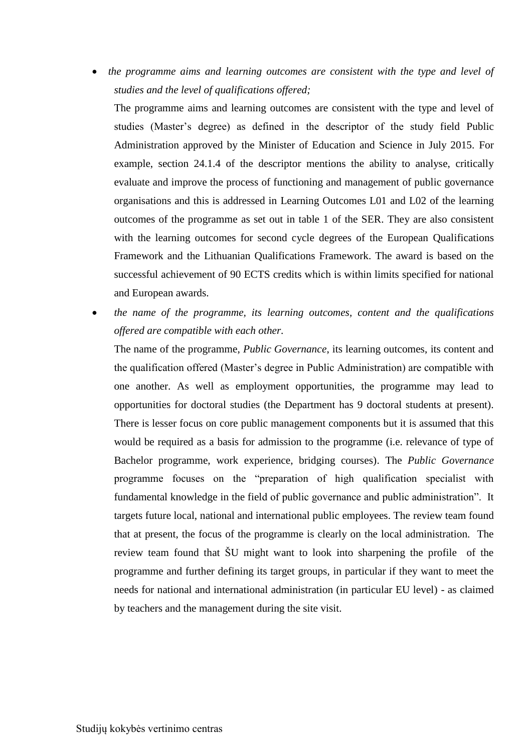- *the programme aims and learning outcomes are consistent with the type and level of studies and the level of qualifications offered;*

  The programme aims and learning outcomes are consistent with the type and level of studies (Master's degree) as defined in the descriptor of the study field Public Administration approved by the Minister of Education and Science in July 2015. For example, section 24.1.4 of the descriptor mentions the ability to analyse, critically evaluate and improve the process of functioning and management of public governance organisations and this is addressed in Learning Outcomes L01 and L02 of the learning outcomes of the programme as set out in table 1 of the SER. They are also consistent with the learning outcomes for second cycle degrees of the European Qualifications Framework and the Lithuanian Qualifications Framework. The award is based on the successful achievement of 90 ECTS credits which is within limits specified for national and European awards.

- *the name of the programme, its learning outcomes, content and the qualifications offered are compatible with each other.*

  The name of the programme, *Public Governance*, its learning outcomes, its content and the qualification offered (Master's degree in Public Administration) are compatible with one another. As well as employment opportunities, the programme may lead to opportunities for doctoral studies (the Department has 9 doctoral students at present). There is lesser focus on core public management components but it is assumed that this would be required as a basis for admission to the programme (i.e. relevance of type of Bachelor programme, work experience, bridging courses). The *Public Governance* programme focuses on the "preparation of high qualification specialist with fundamental knowledge in the field of public governance and public administration". It targets future local, national and international public employees. The review team found that at present, the focus of the programme is clearly on the local administration. The review team found that ŠU might want to look into sharpening the profile of the programme and further defining its target groups, in particular if they want to meet the needs for national and international administration (in particular EU level) - as claimed by teachers and the management during the site visit.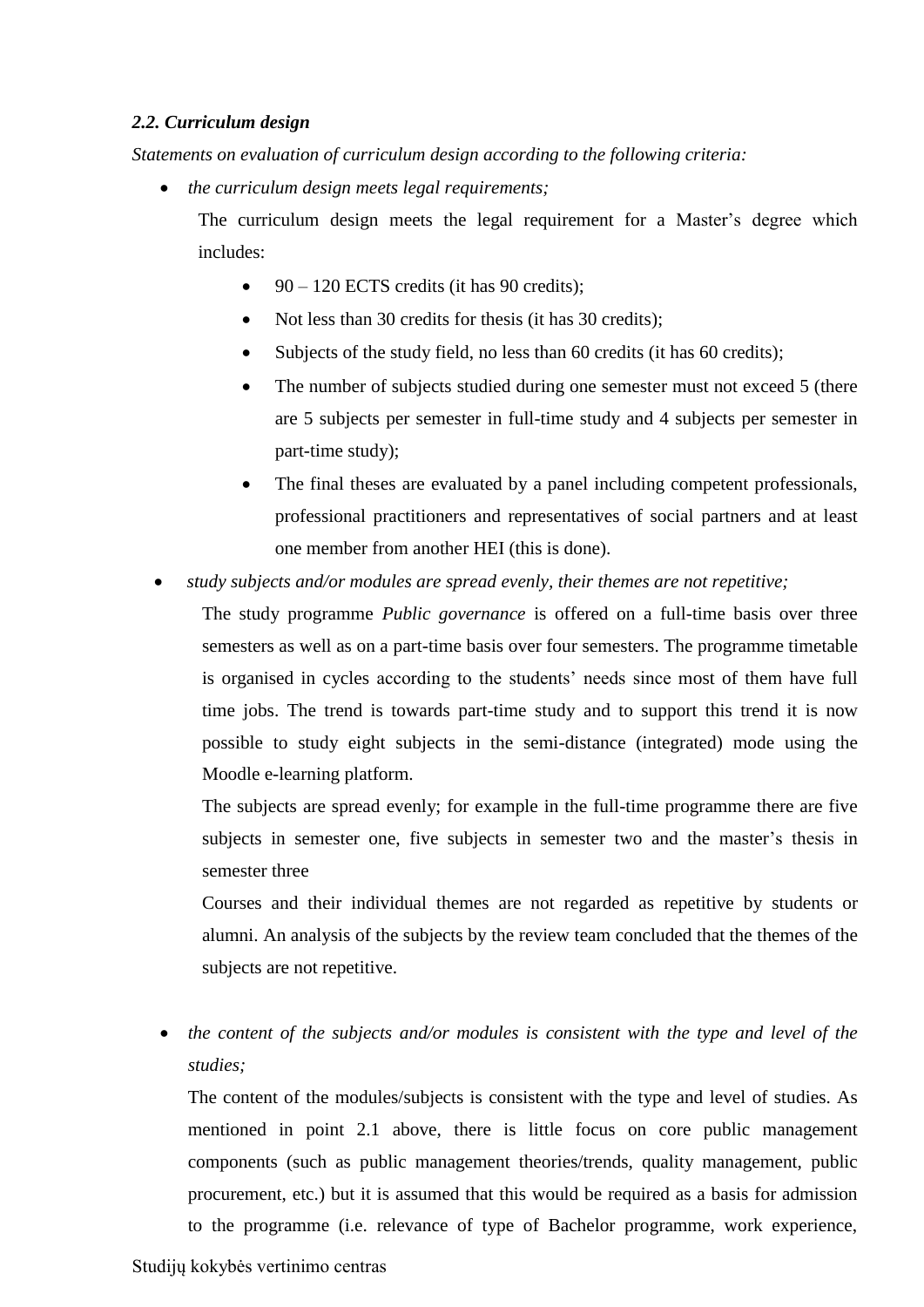***2.2. Curriculum design***

*Statements on evaluation of curriculum design according to the following criteria:*

- *the curriculum design meets legal requirements;*

  The curriculum design meets the legal requirement for a Master's degree which includes:

  - 90 – 120 ECTS credits (it has 90 credits);
  - Not less than 30 credits for thesis (it has 30 credits);
  - Subjects of the study field, no less than 60 credits (it has 60 credits);
  - The number of subjects studied during one semester must not exceed 5 (there are 5 subjects per semester in full-time study and 4 subjects per semester in part-time study);
  - The final theses are evaluated by a panel including competent professionals, professional practitioners and representatives of social partners and at least one member from another HEI (this is done).

- *study subjects and/or modules are spread evenly, their themes are not repetitive;*

  The study programme *Public governance* is offered on a full-time basis over three semesters as well as on a part-time basis over four semesters. The programme timetable is organised in cycles according to the students' needs since most of them have full time jobs. The trend is towards part-time study and to support this trend it is now possible to study eight subjects in the semi-distance (integrated) mode using the Moodle e-learning platform.

  The subjects are spread evenly; for example in the full-time programme there are five subjects in semester one, five subjects in semester two and the master's thesis in semester three

  Courses and their individual themes are not regarded as repetitive by students or alumni. An analysis of the subjects by the review team concluded that the themes of the subjects are not repetitive.

- *the content of the subjects and/or modules is consistent with the type and level of the studies;*

  The content of the modules/subjects is consistent with the type and level of studies. As mentioned in point 2.1 above, there is little focus on core public management components (such as public management theories/trends, quality management, public procurement, etc.) but it is assumed that this would be required as a basis for admission to the programme (i.e. relevance of type of Bachelor programme, work experience,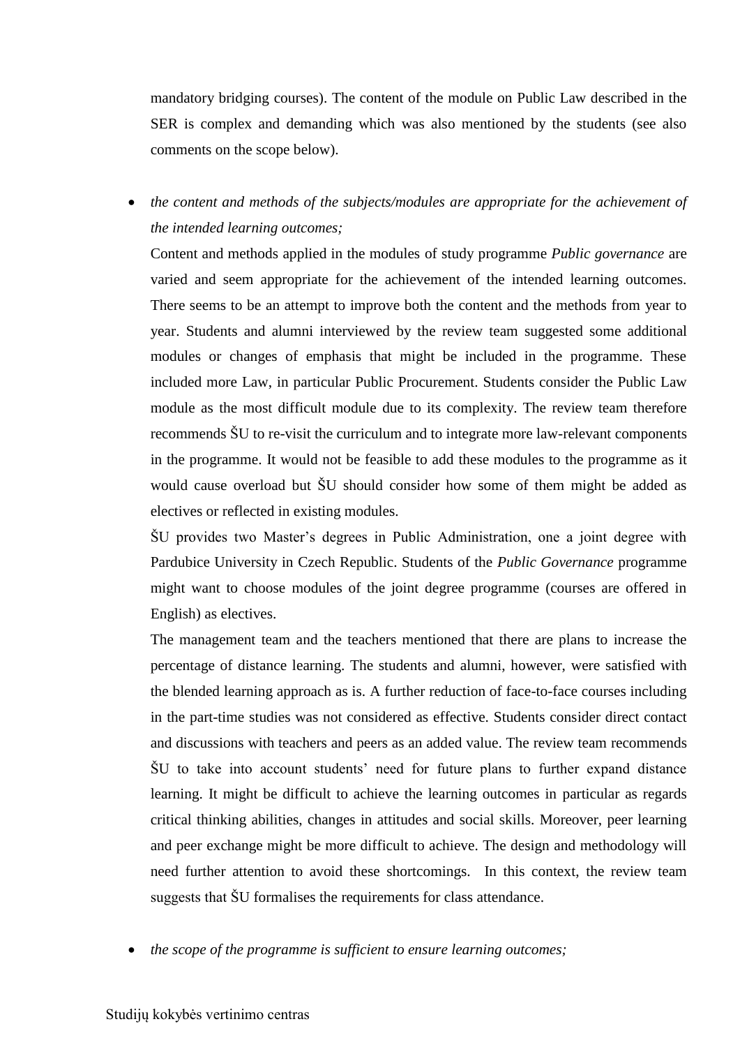mandatory bridging courses). The content of the module on Public Law described in the SER is complex and demanding which was also mentioned by the students (see also comments on the scope below).

- *the content and methods of the subjects/modules are appropriate for the achievement of the intended learning outcomes;*

  Content and methods applied in the modules of study programme *Public governance* are varied and seem appropriate for the achievement of the intended learning outcomes. There seems to be an attempt to improve both the content and the methods from year to year. Students and alumni interviewed by the review team suggested some additional modules or changes of emphasis that might be included in the programme. These included more Law, in particular Public Procurement. Students consider the Public Law module as the most difficult module due to its complexity. The review team therefore recommends ŠU to re-visit the curriculum and to integrate more law-relevant components in the programme. It would not be feasible to add these modules to the programme as it would cause overload but ŠU should consider how some of them might be added as electives or reflected in existing modules.

  ŠU provides two Master's degrees in Public Administration, one a joint degree with Pardubice University in Czech Republic. Students of the *Public Governance* programme might want to choose modules of the joint degree programme (courses are offered in English) as electives.

  The management team and the teachers mentioned that there are plans to increase the percentage of distance learning. The students and alumni, however, were satisfied with the blended learning approach as is. A further reduction of face-to-face courses including in the part-time studies was not considered as effective. Students consider direct contact and discussions with teachers and peers as an added value. The review team recommends ŠU to take into account students' need for future plans to further expand distance learning. It might be difficult to achieve the learning outcomes in particular as regards critical thinking abilities, changes in attitudes and social skills. Moreover, peer learning and peer exchange might be more difficult to achieve. The design and methodology will need further attention to avoid these shortcomings. In this context, the review team suggests that ŠU formalises the requirements for class attendance.

- *the scope of the programme is sufficient to ensure learning outcomes;*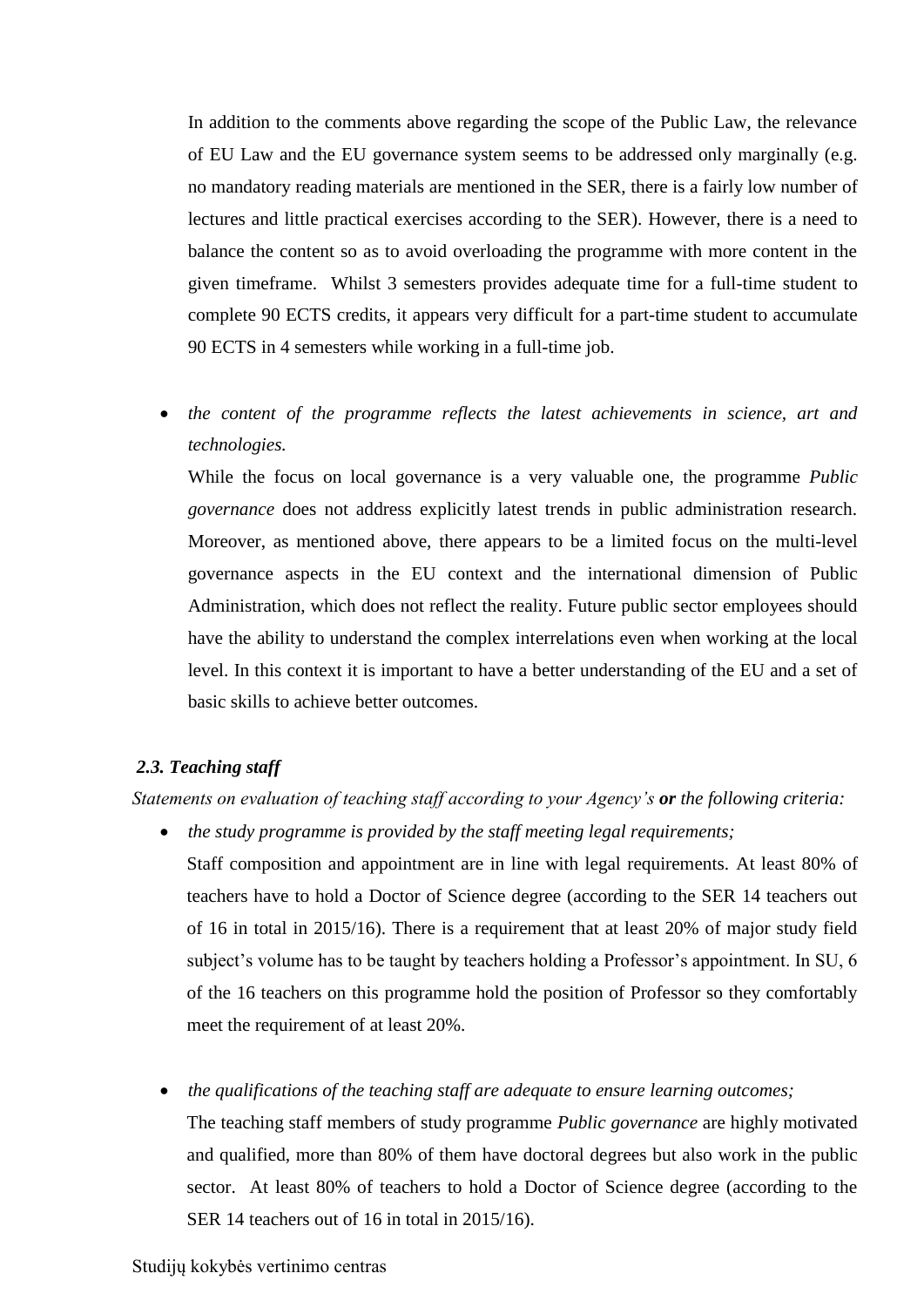In addition to the comments above regarding the scope of the Public Law, the relevance of EU Law and the EU governance system seems to be addressed only marginally (e.g. no mandatory reading materials are mentioned in the SER, there is a fairly low number of lectures and little practical exercises according to the SER). However, there is a need to balance the content so as to avoid overloading the programme with more content in the given timeframe. Whilst 3 semesters provides adequate time for a full-time student to complete 90 ECTS credits, it appears very difficult for a part-time student to accumulate 90 ECTS in 4 semesters while working in a full-time job.

- *the content of the programme reflects the latest achievements in science, art and technologies.*

  While the focus on local governance is a very valuable one, the programme *Public governance* does not address explicitly latest trends in public administration research. Moreover, as mentioned above, there appears to be a limited focus on the multi-level governance aspects in the EU context and the international dimension of Public Administration, which does not reflect the reality. Future public sector employees should have the ability to understand the complex interrelations even when working at the local level. In this context it is important to have a better understanding of the EU and a set of basic skills to achieve better outcomes.

### *2.3. Teaching staff*

*Statements on evaluation of teaching staff according to your Agency's **or** the following criteria:*

- *the study programme is provided by the staff meeting legal requirements;*

  Staff composition and appointment are in line with legal requirements. At least 80% of teachers have to hold a Doctor of Science degree (according to the SER 14 teachers out of 16 in total in 2015/16). There is a requirement that at least 20% of major study field subject's volume has to be taught by teachers holding a Professor's appointment. In SU, 6 of the 16 teachers on this programme hold the position of Professor so they comfortably meet the requirement of at least 20%.

- *the qualifications of the teaching staff are adequate to ensure learning outcomes;*

  The teaching staff members of study programme *Public governance* are highly motivated and qualified, more than 80% of them have doctoral degrees but also work in the public sector. At least 80% of teachers to hold a Doctor of Science degree (according to the SER 14 teachers out of 16 in total in 2015/16).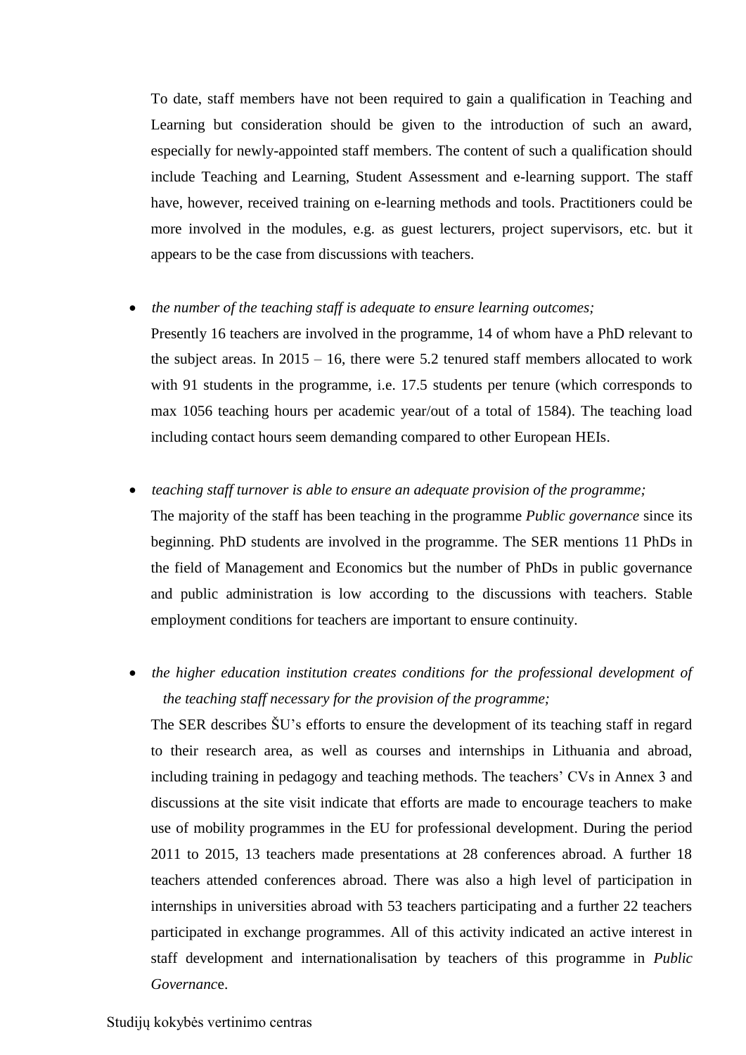To date, staff members have not been required to gain a qualification in Teaching and Learning but consideration should be given to the introduction of such an award, especially for newly-appointed staff members. The content of such a qualification should include Teaching and Learning, Student Assessment and e-learning support. The staff have, however, received training on e-learning methods and tools. Practitioners could be more involved in the modules, e.g. as guest lecturers, project supervisors, etc. but it appears to be the case from discussions with teachers.

- *the number of the teaching staff is adequate to ensure learning outcomes;*

  Presently 16 teachers are involved in the programme, 14 of whom have a PhD relevant to the subject areas. In 2015 – 16, there were 5.2 tenured staff members allocated to work with 91 students in the programme, i.e. 17.5 students per tenure (which corresponds to max 1056 teaching hours per academic year/out of a total of 1584). The teaching load including contact hours seem demanding compared to other European HEIs.

- *teaching staff turnover is able to ensure an adequate provision of the programme;*

  The majority of the staff has been teaching in the programme *Public governance* since its beginning. PhD students are involved in the programme. The SER mentions 11 PhDs in the field of Management and Economics but the number of PhDs in public governance and public administration is low according to the discussions with teachers. Stable employment conditions for teachers are important to ensure continuity.

- *the higher education institution creates conditions for the professional development of the teaching staff necessary for the provision of the programme;*

  The SER describes ŠU's efforts to ensure the development of its teaching staff in regard to their research area, as well as courses and internships in Lithuania and abroad, including training in pedagogy and teaching methods. The teachers' CVs in Annex 3 and discussions at the site visit indicate that efforts are made to encourage teachers to make use of mobility programmes in the EU for professional development. During the period 2011 to 2015, 13 teachers made presentations at 28 conferences abroad. A further 18 teachers attended conferences abroad. There was also a high level of participation in internships in universities abroad with 53 teachers participating and a further 22 teachers participated in exchange programmes. All of this activity indicated an active interest in staff development and internationalisation by teachers of this programme in *Public Governance*.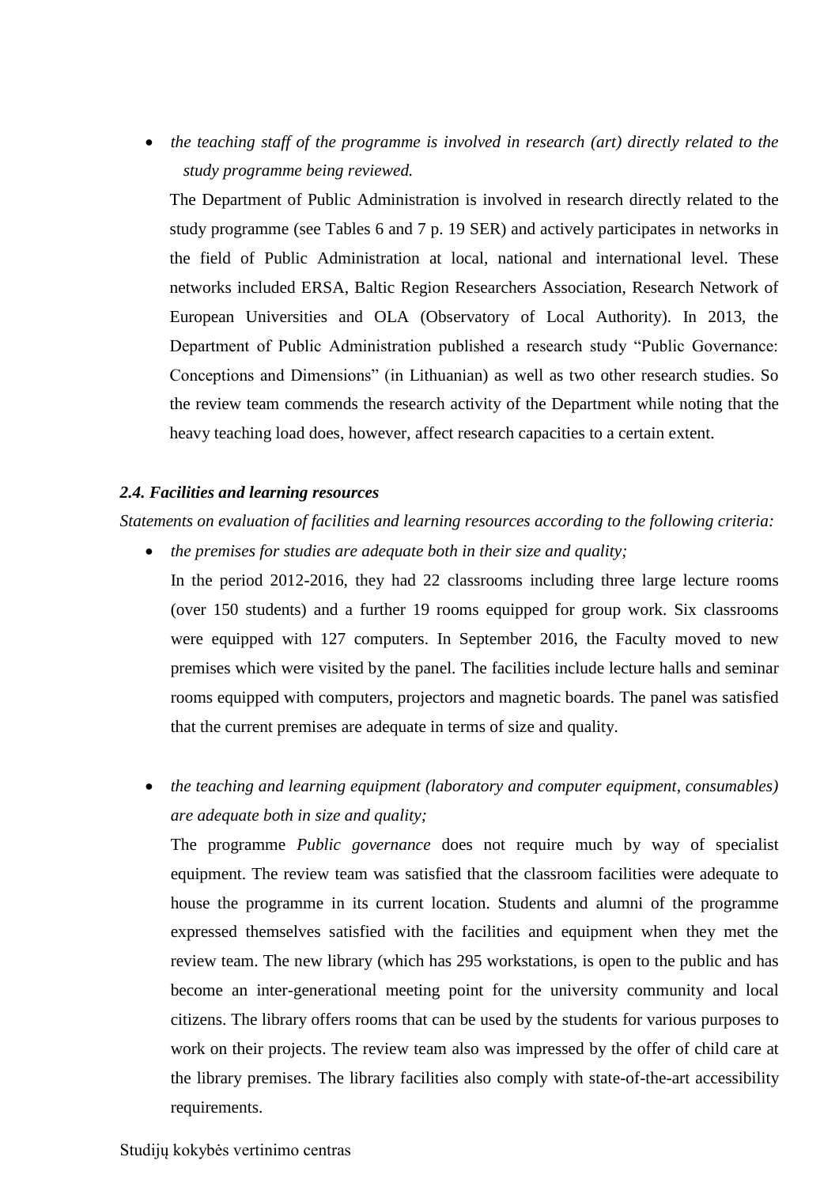- *the teaching staff of the programme is involved in research (art) directly related to the study programme being reviewed.*

  The Department of Public Administration is involved in research directly related to the study programme (see Tables 6 and 7 p. 19 SER) and actively participates in networks in the field of Public Administration at local, national and international level. These networks included ERSA, Baltic Region Researchers Association, Research Network of European Universities and OLA (Observatory of Local Authority). In 2013, the Department of Public Administration published a research study "Public Governance: Conceptions and Dimensions" (in Lithuanian) as well as two other research studies. So the review team commends the research activity of the Department while noting that the heavy teaching load does, however, affect research capacities to a certain extent.

***2.4. Facilities and learning resources***

*Statements on evaluation of facilities and learning resources according to the following criteria:*

- *the premises for studies are adequate both in their size and quality;*

  In the period 2012-2016, they had 22 classrooms including three large lecture rooms (over 150 students) and a further 19 rooms equipped for group work. Six classrooms were equipped with 127 computers. In September 2016, the Faculty moved to new premises which were visited by the panel. The facilities include lecture halls and seminar rooms equipped with computers, projectors and magnetic boards. The panel was satisfied that the current premises are adequate in terms of size and quality.

- *the teaching and learning equipment (laboratory and computer equipment, consumables) are adequate both in size and quality;*

  The programme *Public governance* does not require much by way of specialist equipment. The review team was satisfied that the classroom facilities were adequate to house the programme in its current location. Students and alumni of the programme expressed themselves satisfied with the facilities and equipment when they met the review team. The new library (which has 295 workstations, is open to the public and has become an inter-generational meeting point for the university community and local citizens. The library offers rooms that can be used by the students for various purposes to work on their projects. The review team also was impressed by the offer of child care at the library premises. The library facilities also comply with state-of-the-art accessibility requirements.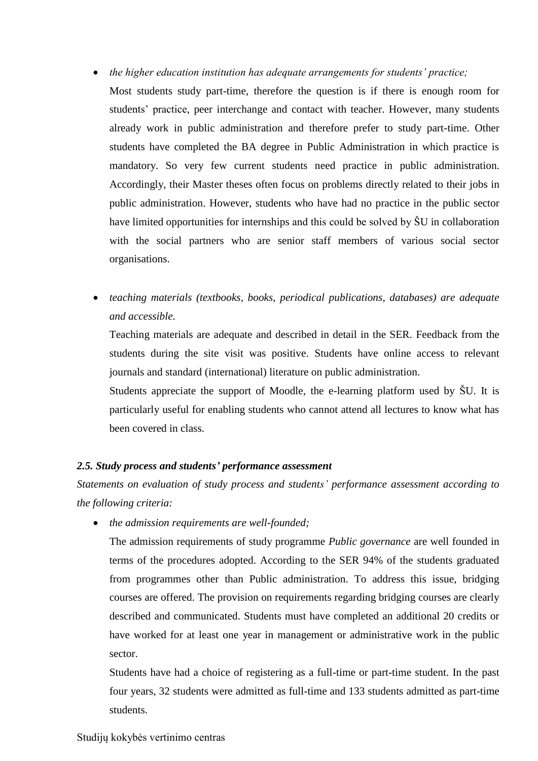- *the higher education institution has adequate arrangements for students' practice;*

  Most students study part-time, therefore the question is if there is enough room for students' practice, peer interchange and contact with teacher. However, many students already work in public administration and therefore prefer to study part-time. Other students have completed the BA degree in Public Administration in which practice is mandatory. So very few current students need practice in public administration. Accordingly, their Master theses often focus on problems directly related to their jobs in public administration. However, students who have had no practice in the public sector have limited opportunities for internships and this could be solved by ŠU in collaboration with the social partners who are senior staff members of various social sector organisations.

- *teaching materials (textbooks, books, periodical publications, databases) are adequate and accessible.*

  Teaching materials are adequate and described in detail in the SER. Feedback from the students during the site visit was positive. Students have online access to relevant journals and standard (international) literature on public administration.

  Students appreciate the support of Moodle, the e-learning platform used by ŠU. It is particularly useful for enabling students who cannot attend all lectures to know what has been covered in class.

***2.5. Study process and students' performance assessment***

*Statements on evaluation of study process and students' performance assessment according to the following criteria:*

- *the admission requirements are well-founded;*

  The admission requirements of study programme *Public governance* are well founded in terms of the procedures adopted. According to the SER 94% of the students graduated from programmes other than Public administration. To address this issue, bridging courses are offered. The provision on requirements regarding bridging courses are clearly described and communicated. Students must have completed an additional 20 credits or have worked for at least one year in management or administrative work in the public sector.

  Students have had a choice of registering as a full-time or part-time student. In the past four years, 32 students were admitted as full-time and 133 students admitted as part-time students.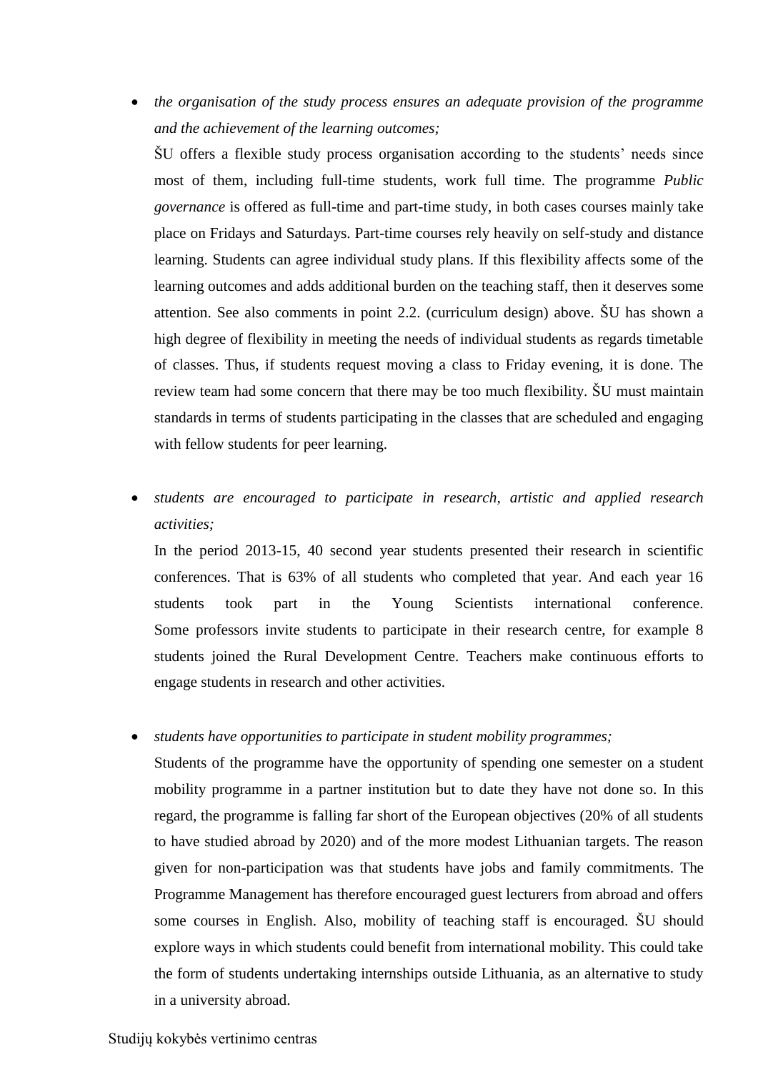- *the organisation of the study process ensures an adequate provision of the programme and the achievement of the learning outcomes;*

  ŠU offers a flexible study process organisation according to the students' needs since most of them, including full-time students, work full time. The programme *Public governance* is offered as full-time and part-time study, in both cases courses mainly take place on Fridays and Saturdays. Part-time courses rely heavily on self-study and distance learning. Students can agree individual study plans. If this flexibility affects some of the learning outcomes and adds additional burden on the teaching staff, then it deserves some attention. See also comments in point 2.2. (curriculum design) above. ŠU has shown a high degree of flexibility in meeting the needs of individual students as regards timetable of classes. Thus, if students request moving a class to Friday evening, it is done. The review team had some concern that there may be too much flexibility. ŠU must maintain standards in terms of students participating in the classes that are scheduled and engaging with fellow students for peer learning.

- *students are encouraged to participate in research, artistic and applied research activities;*

  In the period 2013-15, 40 second year students presented their research in scientific conferences. That is 63% of all students who completed that year. And each year 16 students took part in the Young Scientists international conference. Some professors invite students to participate in their research centre, for example 8 students joined the Rural Development Centre. Teachers make continuous efforts to engage students in research and other activities.

- *students have opportunities to participate in student mobility programmes;*

  Students of the programme have the opportunity of spending one semester on a student mobility programme in a partner institution but to date they have not done so. In this regard, the programme is falling far short of the European objectives (20% of all students to have studied abroad by 2020) and of the more modest Lithuanian targets. The reason given for non-participation was that students have jobs and family commitments. The Programme Management has therefore encouraged guest lecturers from abroad and offers some courses in English. Also, mobility of teaching staff is encouraged. ŠU should explore ways in which students could benefit from international mobility. This could take the form of students undertaking internships outside Lithuania, as an alternative to study in a university abroad.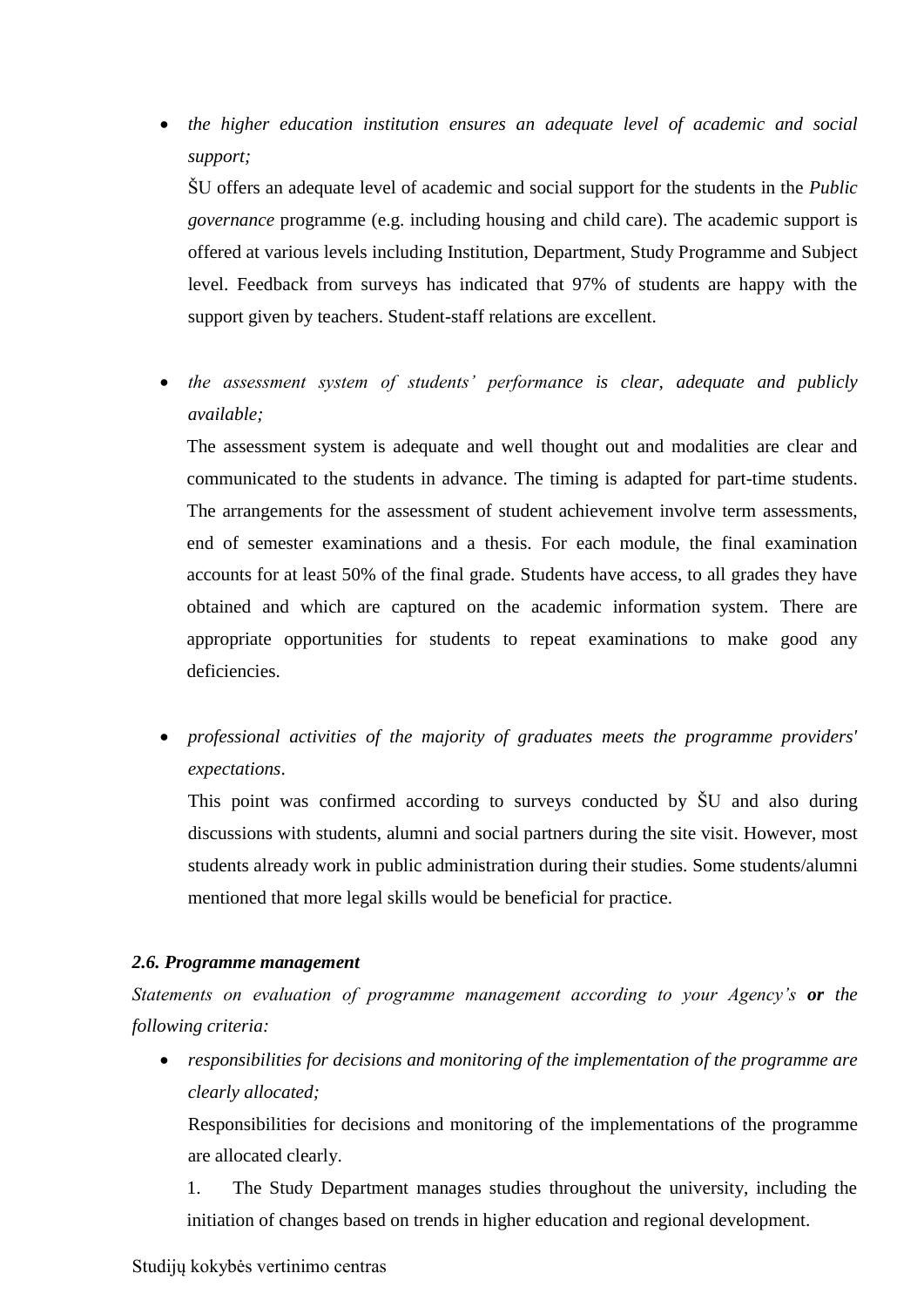- *the higher education institution ensures an adequate level of academic and social support;*

  ŠU offers an adequate level of academic and social support for the students in the *Public governance* programme (e.g. including housing and child care). The academic support is offered at various levels including Institution, Department, Study Programme and Subject level. Feedback from surveys has indicated that 97% of students are happy with the support given by teachers. Student-staff relations are excellent.

- *the assessment system of students' performance is clear, adequate and publicly available;*

  The assessment system is adequate and well thought out and modalities are clear and communicated to the students in advance. The timing is adapted for part-time students. The arrangements for the assessment of student achievement involve term assessments, end of semester examinations and a thesis. For each module, the final examination accounts for at least 50% of the final grade. Students have access, to all grades they have obtained and which are captured on the academic information system. There are appropriate opportunities for students to repeat examinations to make good any deficiencies.

- *professional activities of the majority of graduates meets the programme providers' expectations*.

  This point was confirmed according to surveys conducted by ŠU and also during discussions with students, alumni and social partners during the site visit. However, most students already work in public administration during their studies. Some students/alumni mentioned that more legal skills would be beneficial for practice.

### *2.6. Programme management*

*Statements on evaluation of programme management according to your Agency's **or** the following criteria:*

- *responsibilities for decisions and monitoring of the implementation of the programme are clearly allocated;*

  Responsibilities for decisions and monitoring of the implementations of the programme are allocated clearly.

  1. The Study Department manages studies throughout the university, including the initiation of changes based on trends in higher education and regional development.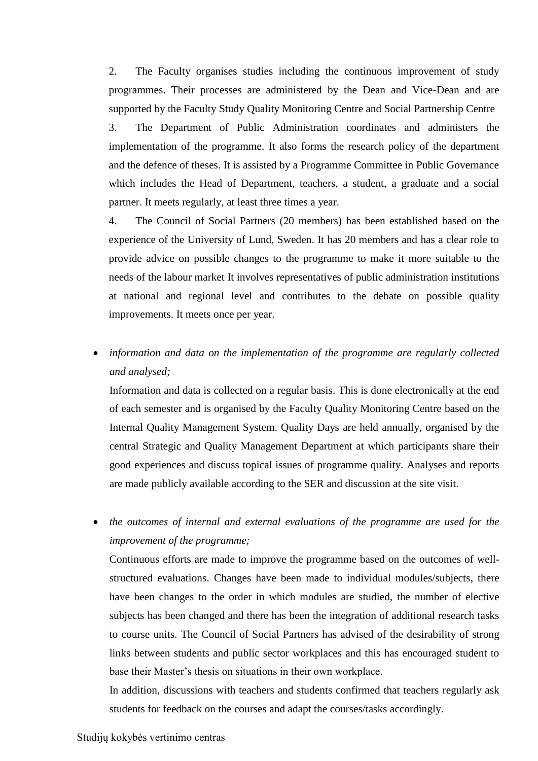2. The Faculty organises studies including the continuous improvement of study programmes. Their processes are administered by the Dean and Vice-Dean and are supported by the Faculty Study Quality Monitoring Centre and Social Partnership Centre

3. The Department of Public Administration coordinates and administers the implementation of the programme. It also forms the research policy of the department and the defence of theses. It is assisted by a Programme Committee in Public Governance which includes the Head of Department, teachers, a student, a graduate and a social partner. It meets regularly, at least three times a year.

4. The Council of Social Partners (20 members) has been established based on the experience of the University of Lund, Sweden. It has 20 members and has a clear role to provide advice on possible changes to the programme to make it more suitable to the needs of the labour market It involves representatives of public administration institutions at national and regional level and contributes to the debate on possible quality improvements. It meets once per year.

- *information and data on the implementation of the programme are regularly collected and analysed;*

  Information and data is collected on a regular basis. This is done electronically at the end of each semester and is organised by the Faculty Quality Monitoring Centre based on the Internal Quality Management System. Quality Days are held annually, organised by the central Strategic and Quality Management Department at which participants share their good experiences and discuss topical issues of programme quality. Analyses and reports are made publicly available according to the SER and discussion at the site visit.

- *the outcomes of internal and external evaluations of the programme are used for the improvement of the programme;*

  Continuous efforts are made to improve the programme based on the outcomes of well-structured evaluations. Changes have been made to individual modules/subjects, there have been changes to the order in which modules are studied, the number of elective subjects has been changed and there has been the integration of additional research tasks to course units. The Council of Social Partners has advised of the desirability of strong links between students and public sector workplaces and this has encouraged student to base their Master's thesis on situations in their own workplace.

  In addition, discussions with teachers and students confirmed that teachers regularly ask students for feedback on the courses and adapt the courses/tasks accordingly.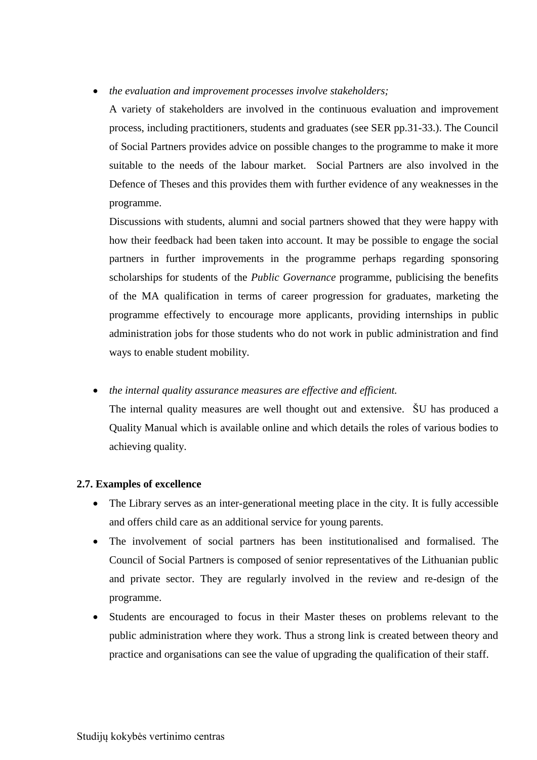- *the evaluation and improvement processes involve stakeholders;*

  A variety of stakeholders are involved in the continuous evaluation and improvement process, including practitioners, students and graduates (see SER pp.31-33.). The Council of Social Partners provides advice on possible changes to the programme to make it more suitable to the needs of the labour market. Social Partners are also involved in the Defence of Theses and this provides them with further evidence of any weaknesses in the programme.

  Discussions with students, alumni and social partners showed that they were happy with how their feedback had been taken into account. It may be possible to engage the social partners in further improvements in the programme perhaps regarding sponsoring scholarships for students of the *Public Governance* programme, publicising the benefits of the MA qualification in terms of career progression for graduates, marketing the programme effectively to encourage more applicants, providing internships in public administration jobs for those students who do not work in public administration and find ways to enable student mobility.

- *the internal quality assurance measures are effective and efficient.*

  The internal quality measures are well thought out and extensive. ŠU has produced a Quality Manual which is available online and which details the roles of various bodies to achieving quality.

**2.7. Examples of excellence**

- The Library serves as an inter-generational meeting place in the city. It is fully accessible and offers child care as an additional service for young parents.
- The involvement of social partners has been institutionalised and formalised. The Council of Social Partners is composed of senior representatives of the Lithuanian public and private sector. They are regularly involved in the review and re-design of the programme.
- Students are encouraged to focus in their Master theses on problems relevant to the public administration where they work. Thus a strong link is created between theory and practice and organisations can see the value of upgrading the qualification of their staff.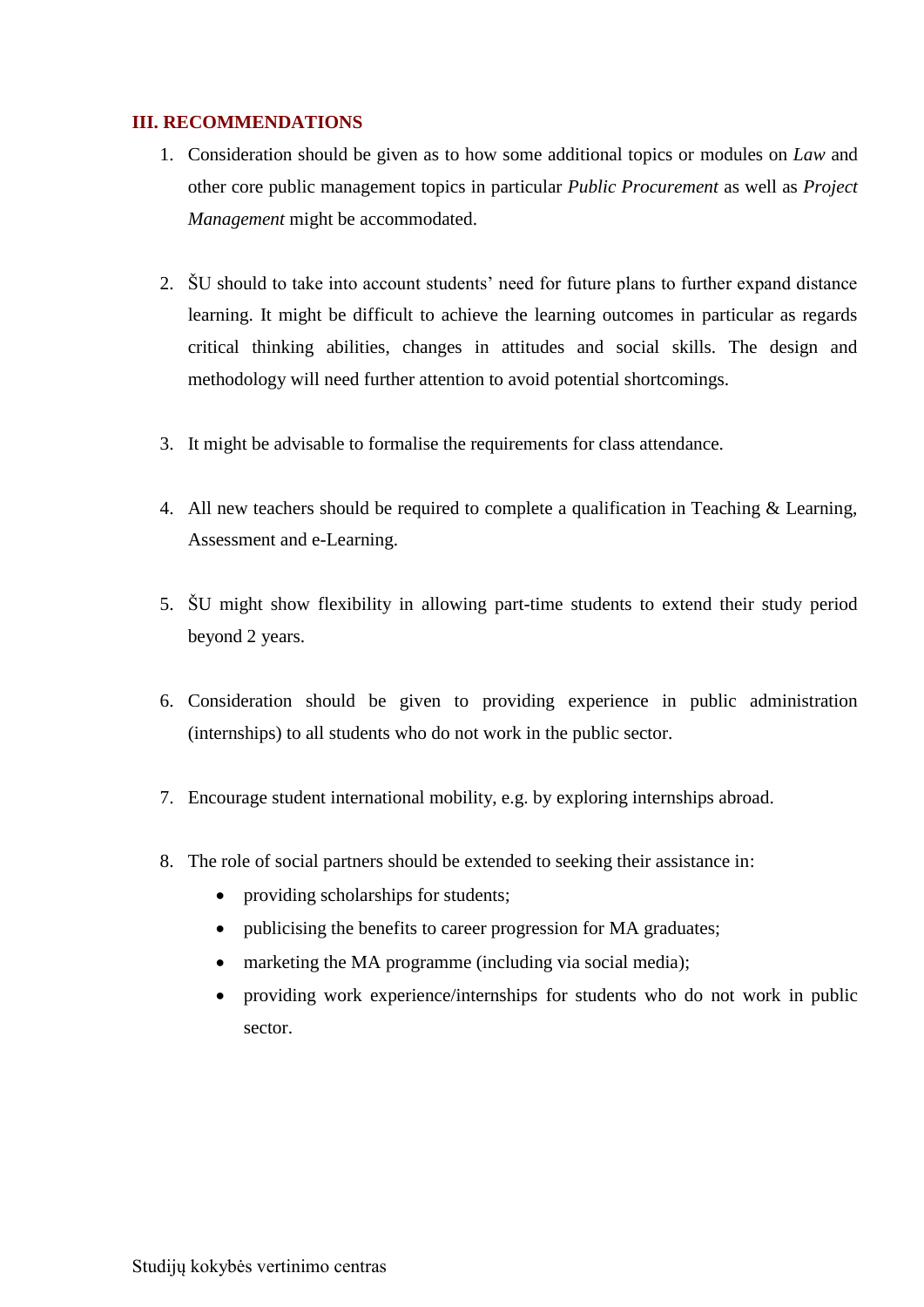## III. RECOMMENDATIONS

1. Consideration should be given as to how some additional topics or modules on *Law* and other core public management topics in particular *Public Procurement* as well as *Project Management* might be accommodated.

2. ŠU should to take into account students' need for future plans to further expand distance learning. It might be difficult to achieve the learning outcomes in particular as regards critical thinking abilities, changes in attitudes and social skills. The design and methodology will need further attention to avoid potential shortcomings.

3. It might be advisable to formalise the requirements for class attendance.

4. All new teachers should be required to complete a qualification in Teaching & Learning, Assessment and e-Learning.

5. ŠU might show flexibility in allowing part-time students to extend their study period beyond 2 years.

6. Consideration should be given to providing experience in public administration (internships) to all students who do not work in the public sector.

7. Encourage student international mobility, e.g. by exploring internships abroad.

8. The role of social partners should be extended to seeking their assistance in:
   - providing scholarships for students;
   - publicising the benefits to career progression for MA graduates;
   - marketing the MA programme (including via social media);
   - providing work experience/internships for students who do not work in public sector.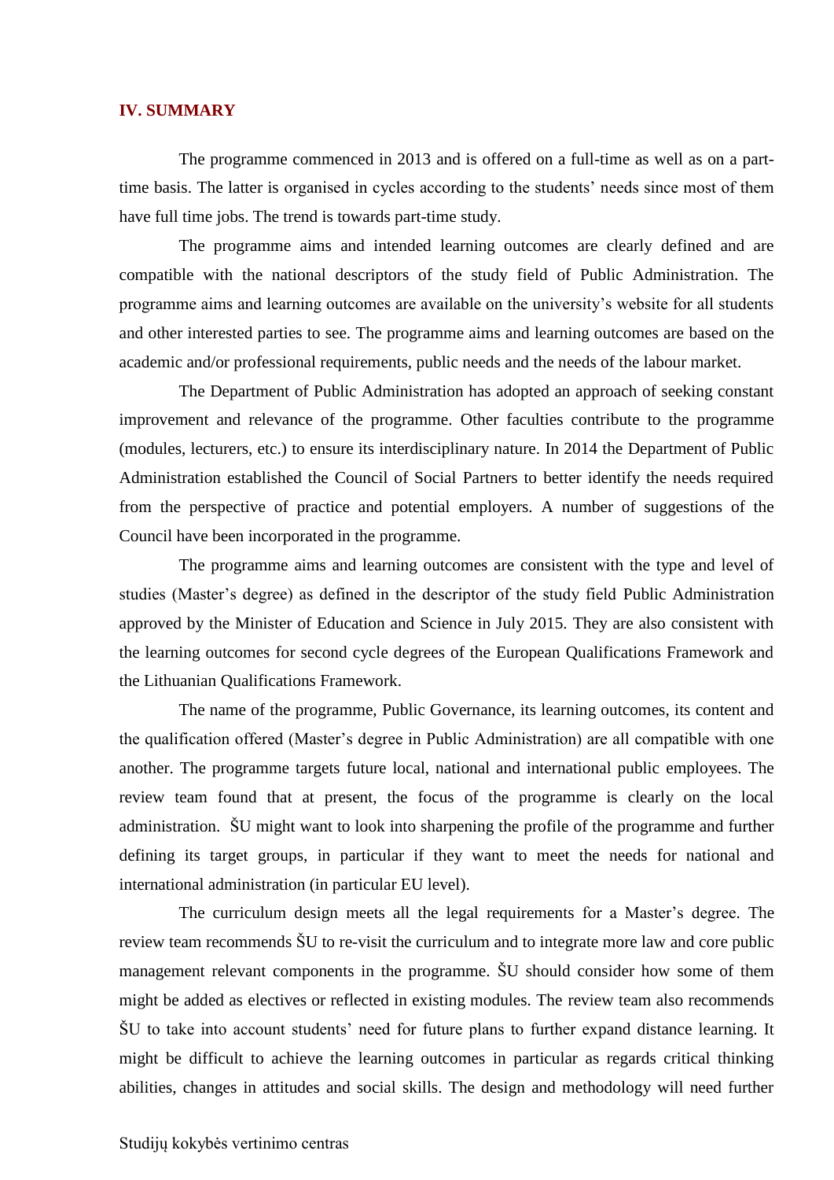## IV. SUMMARY

The programme commenced in 2013 and is offered on a full-time as well as on a part-time basis. The latter is organised in cycles according to the students' needs since most of them have full time jobs. The trend is towards part-time study.

The programme aims and intended learning outcomes are clearly defined and are compatible with the national descriptors of the study field of Public Administration. The programme aims and learning outcomes are available on the university's website for all students and other interested parties to see. The programme aims and learning outcomes are based on the academic and/or professional requirements, public needs and the needs of the labour market.

The Department of Public Administration has adopted an approach of seeking constant improvement and relevance of the programme. Other faculties contribute to the programme (modules, lecturers, etc.) to ensure its interdisciplinary nature. In 2014 the Department of Public Administration established the Council of Social Partners to better identify the needs required from the perspective of practice and potential employers. A number of suggestions of the Council have been incorporated in the programme.

The programme aims and learning outcomes are consistent with the type and level of studies (Master's degree) as defined in the descriptor of the study field Public Administration approved by the Minister of Education and Science in July 2015. They are also consistent with the learning outcomes for second cycle degrees of the European Qualifications Framework and the Lithuanian Qualifications Framework.

The name of the programme, Public Governance, its learning outcomes, its content and the qualification offered (Master's degree in Public Administration) are all compatible with one another. The programme targets future local, national and international public employees. The review team found that at present, the focus of the programme is clearly on the local administration. ŠU might want to look into sharpening the profile of the programme and further defining its target groups, in particular if they want to meet the needs for national and international administration (in particular EU level).

The curriculum design meets all the legal requirements for a Master's degree. The review team recommends ŠU to re-visit the curriculum and to integrate more law and core public management relevant components in the programme. ŠU should consider how some of them might be added as electives or reflected in existing modules. The review team also recommends ŠU to take into account students' need for future plans to further expand distance learning. It might be difficult to achieve the learning outcomes in particular as regards critical thinking abilities, changes in attitudes and social skills. The design and methodology will need further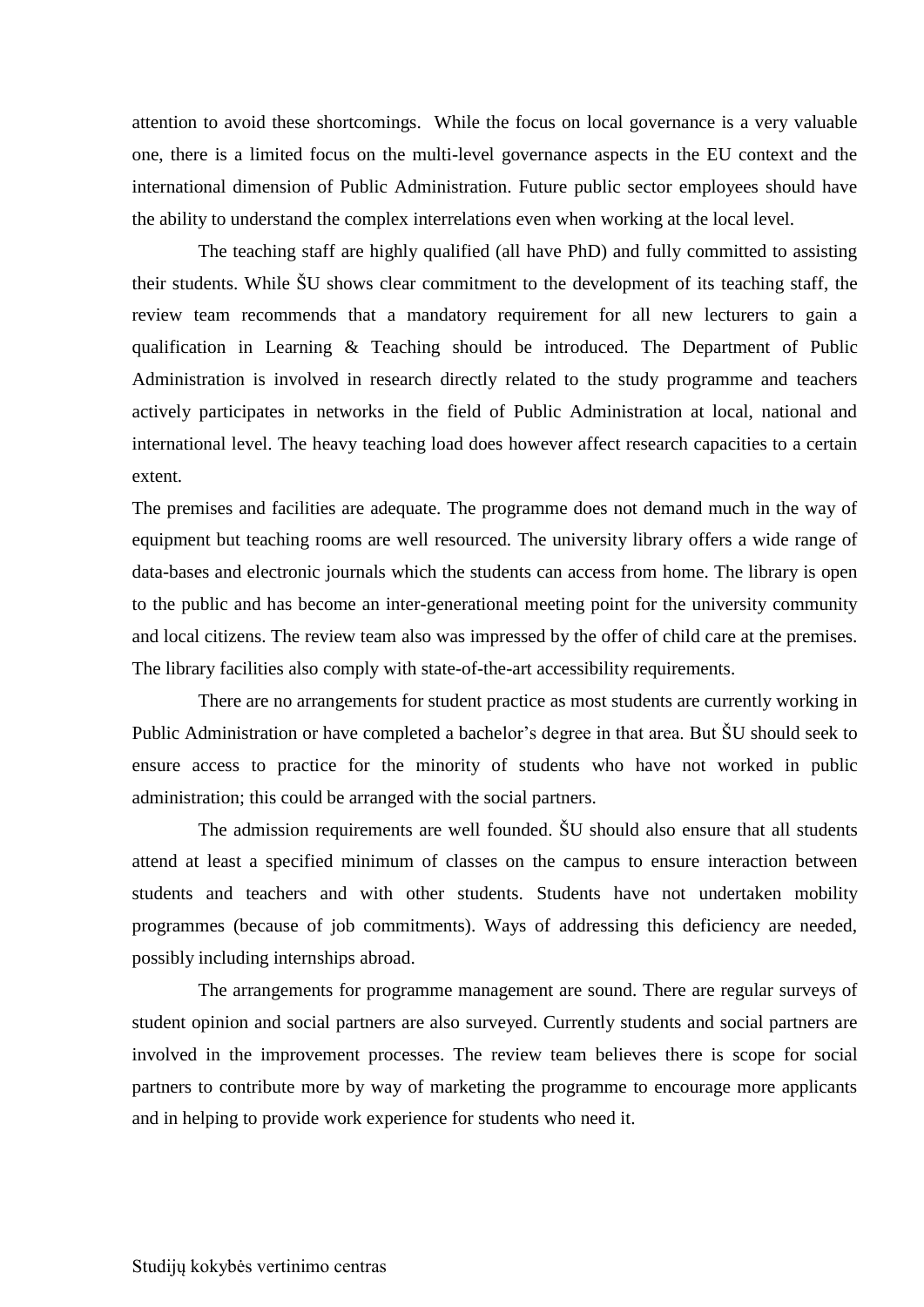attention to avoid these shortcomings. While the focus on local governance is a very valuable one, there is a limited focus on the multi-level governance aspects in the EU context and the international dimension of Public Administration. Future public sector employees should have the ability to understand the complex interrelations even when working at the local level.

The teaching staff are highly qualified (all have PhD) and fully committed to assisting their students. While ŠU shows clear commitment to the development of its teaching staff, the review team recommends that a mandatory requirement for all new lecturers to gain a qualification in Learning & Teaching should be introduced. The Department of Public Administration is involved in research directly related to the study programme and teachers actively participates in networks in the field of Public Administration at local, national and international level. The heavy teaching load does however affect research capacities to a certain extent.

The premises and facilities are adequate. The programme does not demand much in the way of equipment but teaching rooms are well resourced. The university library offers a wide range of data-bases and electronic journals which the students can access from home. The library is open to the public and has become an inter-generational meeting point for the university community and local citizens. The review team also was impressed by the offer of child care at the premises. The library facilities also comply with state-of-the-art accessibility requirements.

There are no arrangements for student practice as most students are currently working in Public Administration or have completed a bachelor's degree in that area. But ŠU should seek to ensure access to practice for the minority of students who have not worked in public administration; this could be arranged with the social partners.

The admission requirements are well founded. ŠU should also ensure that all students attend at least a specified minimum of classes on the campus to ensure interaction between students and teachers and with other students. Students have not undertaken mobility programmes (because of job commitments). Ways of addressing this deficiency are needed, possibly including internships abroad.

The arrangements for programme management are sound. There are regular surveys of student opinion and social partners are also surveyed. Currently students and social partners are involved in the improvement processes. The review team believes there is scope for social partners to contribute more by way of marketing the programme to encourage more applicants and in helping to provide work experience for students who need it.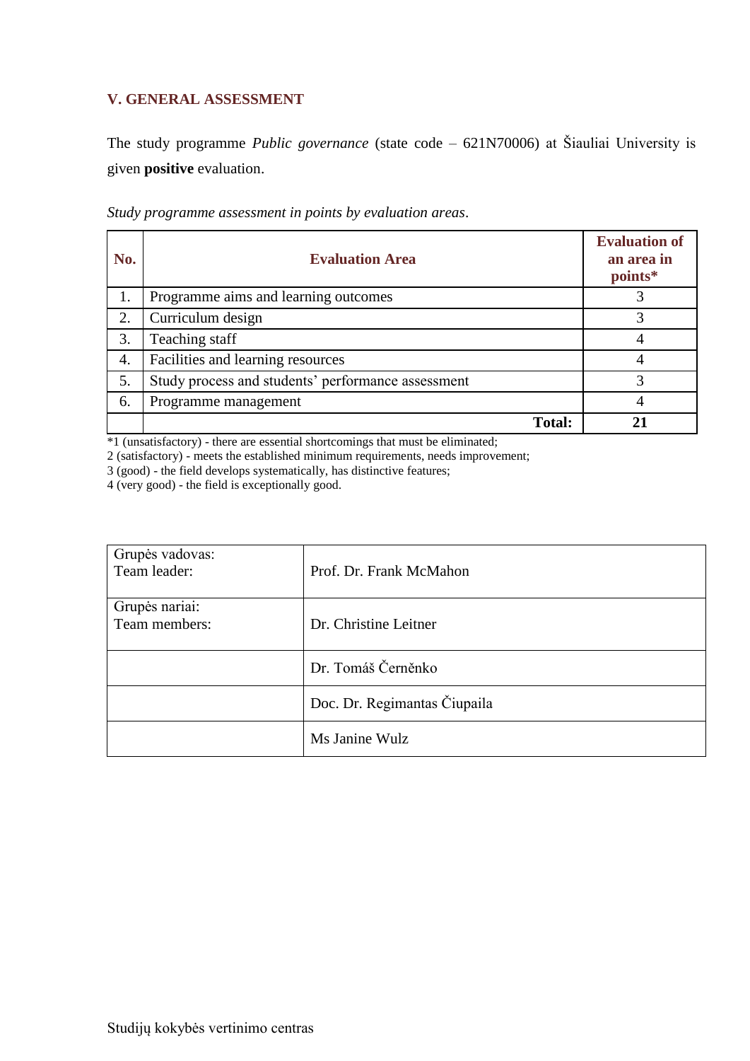## V. GENERAL ASSESSMENT

The study programme *Public governance* (state code – 621N70006) at Šiauliai University is given **positive** evaluation.

*Study programme assessment in points by evaluation areas*.

| No. | Evaluation Area | Evaluation of an area in points* |
|---|---|---|
| 1. | Programme aims and learning outcomes | 3 |
| 2. | Curriculum design | 3 |
| 3. | Teaching staff | 4 |
| 4. | Facilities and learning resources | 4 |
| 5. | Study process and students' performance assessment | 3 |
| 6. | Programme management | 4 |
| | **Total:** | **21** |

*1 (unsatisfactory) - there are essential shortcomings that must be eliminated;
2 (satisfactory) - meets the established minimum requirements, needs improvement;
3 (good) - the field develops systematically, has distinctive features;
4 (very good) - the field is exceptionally good.

| | |
|---|---|
| Grupės vadovas:<br>Team leader: | Prof. Dr. Frank McMahon |
| Grupės nariai:<br>Team members: | Dr. Christine Leitner |
| | Dr. Tomáš Černěnko |
| | Doc. Dr. Regimantas Čiupaila |
| | Ms Janine Wulz |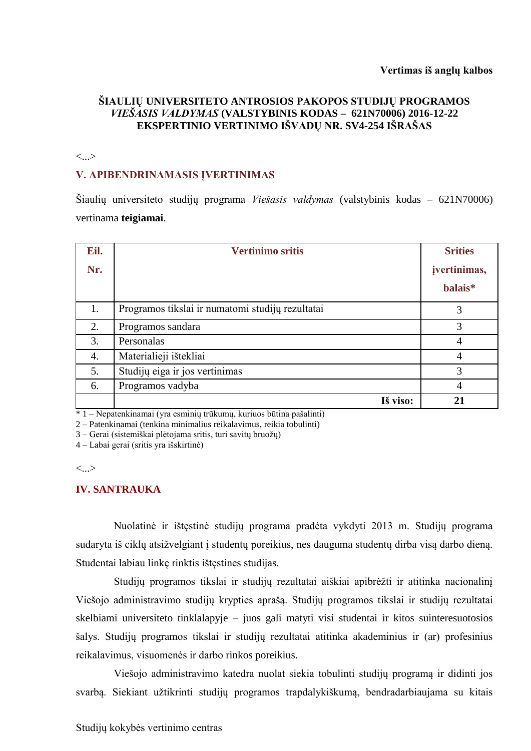**Vertimas iš anglų kalbos**

**ŠIAULIŲ UNIVERSITETO ANTROSIOS PAKOPOS STUDIJŲ PROGRAMOS *VIEŠASIS VALDYMAS* (VALSTYBINIS KODAS – 621N70006) 2016-12-22 EKSPERTINIO VERTINIMO IŠVADŲ NR. SV4-254 IŠRAŠAS**

<...>

## V. APIBENDRINAMASIS ĮVERTINIMAS

Šiaulių universiteto studijų programa *Viešasis valdymas* (valstybinis kodas – 621N70006) vertinama **teigiamai**.

| Eil. Nr. | Vertinimo sritis | Srities įvertinimas, balais* |
|---|---|---|
| 1. | Programos tikslai ir numatomi studijų rezultatai | 3 |
| 2. | Programos sandara | 3 |
| 3. | Personalas | 4 |
| 4. | Materialieji ištekliai | 4 |
| 5. | Studijų eiga ir jos vertinimas | 3 |
| 6. | Programos vadyba | 4 |
| | **Iš viso:** | **21** |

* 1 – Nepatenkinamai (yra esminių trūkumų, kuriuos būtina pašalinti)
2 – Patenkinamai (tenkina minimalius reikalavimus, reikia tobulinti)
3 – Gerai (sistemiškai plėtojama sritis, turi savitų bruožų)
4 – Labai gerai (sritis yra išskirtinė)

<...>

## IV. SANTRAUKA

Nuolatinė ir ištęstinė studijų programa pradėta vykdyti 2013 m. Studijų programa sudaryta iš ciklų atsižvelgiant į studentų poreikius, nes dauguma studentų dirba visą darbo dieną. Studentai labiau linkę rinktis ištęstines studijas.

Studijų programos tikslai ir studijų rezultatai aiškiai apibrėžti ir atitinka nacionalinį Viešojo administravimo studijų krypties aprašą. Studijų programos tikslai ir studijų rezultatai skelbiami universiteto tinklalapyje – juos gali matyti visi studentai ir kitos suinteresuotosios šalys. Studijų programos tikslai ir studijų rezultatai atitinka akademinius ir (ar) profesinius reikalavimus, visuomenės ir darbo rinkos poreikius.

Viešojo administravimo katedra nuolat siekia tobulinti studijų programą ir didinti jos svarbą. Siekiant užtikrinti studijų programos trapdalykiškumą, bendradarbiaujama su kitais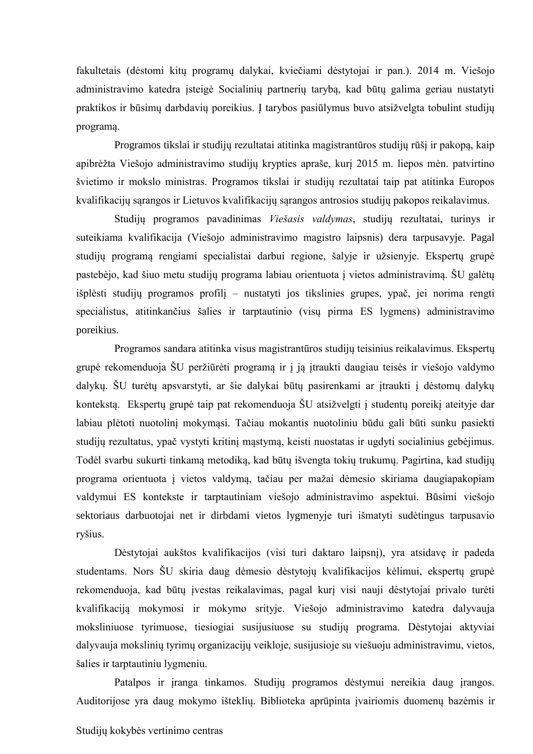fakultetais (dėstomi kitų programų dalykai, kviečiami dėstytojai ir pan.). 2014 m. Viešojo administravimo katedra įsteigė Socialinių partnerių tarybą, kad būtų galima geriau nustatyti praktikos ir būsimų darbdavių poreikius. Į tarybos pasiūlymus buvo atsižvelgta tobulint studijų programą.

Programos tikslai ir studijų rezultatai atitinka magistrantūros studijų rūšį ir pakopą, kaip apibrėžta Viešojo administravimo studijų krypties apraše, kurį 2015 m. liepos mėn. patvirtino švietimo ir mokslo ministras. Programos tikslai ir studijų rezultatai taip pat atitinka Europos kvalifikacijų sąrangos ir Lietuvos kvalifikacijų sąrangos antrosios studijų pakopos reikalavimus.

Studijų programos pavadinimas *Viešasis valdymas*, studijų rezultatai, turinys ir suteikiama kvalifikacija (Viešojo administravimo magistro laipsnis) dera tarpusavyje. Pagal studijų programą rengiami specialistai darbui regione, šalyje ir užsienyje. Ekspertų grupė pastebėjo, kad šiuo metu studijų programa labiau orientuota į vietos administravimą. ŠU galėtų išplėsti studijų programos profilį – nustatyti jos tikslinies grupes, ypač, jei norima rengti specialistus, atitinkančius šalies ir tarptautinio (visų pirma ES lygmens) administravimo poreikius.

Programos sandara atitinka visus magistrantūros studijų teisinius reikalavimus. Ekspertų grupė rekomenduoja ŠU peržiūrėti programą ir į ją įtraukti daugiau teisės ir viešojo valdymo dalykų. ŠU turėtų apsvarstyti, ar šie dalykai būtų pasirenkami ar įtraukti į dėstomų dalykų kontekstą. Ekspertų grupė taip pat rekomenduoja ŠU atsižvelgti į studentų poreikį ateityje dar labiau plėtoti nuotolinį mokymąsi. Tačiau mokantis nuotoliniu būdu gali būti sunku pasiekti studijų rezultatus, ypač vystyti kritinį mąstymą, keisti nuostatas ir ugdyti socialinius gebėjimus. Todėl svarbu sukurti tinkamą metodiką, kad būtų išvengta tokių trukumų. Pagirtina, kad studijų programa orientuota į vietos valdymą, tačiau per mažai dėmesio skiriama daugiapakopiam valdymui ES kontekste ir tarptautiniam viešojo administravimo aspektui. Būsimi viešojo sektoriaus darbuotojai net ir dirbdami vietos lygmenyje turi išmatyti sudėtingus tarpusavio ryšius.

Dėstytojai aukštos kvalifikacijos (visi turi daktaro laipsnį), yra atsidavę ir padeda studentams. Nors ŠU skiria daug dėmesio dėstytojų kvalifikacijos kėlimui, ekspertų grupė rekomenduoja, kad būtų įvestas reikalavimas, pagal kurį visi nauji dėstytojai privalo turėti kvalifikaciją mokymosi ir mokymo srityje. Viešojo administravimo katedra dalyvauja moksliniuose tyrimuose, tiesiogiai susijusiuose su studijų programa. Dėstytojai aktyviai dalyvauja mokslinių tyrimų organizacijų veikloje, susijusioje su viešuoju administravimu, vietos, šalies ir tarptautiniu lygmeniu.

Patalpos ir įranga tinkamos. Studijų programos dėstymui nereikia daug įrangos. Auditorijose yra daug mokymo išteklių. Biblioteka aprūpinta įvairiomis duomenų bazėmis ir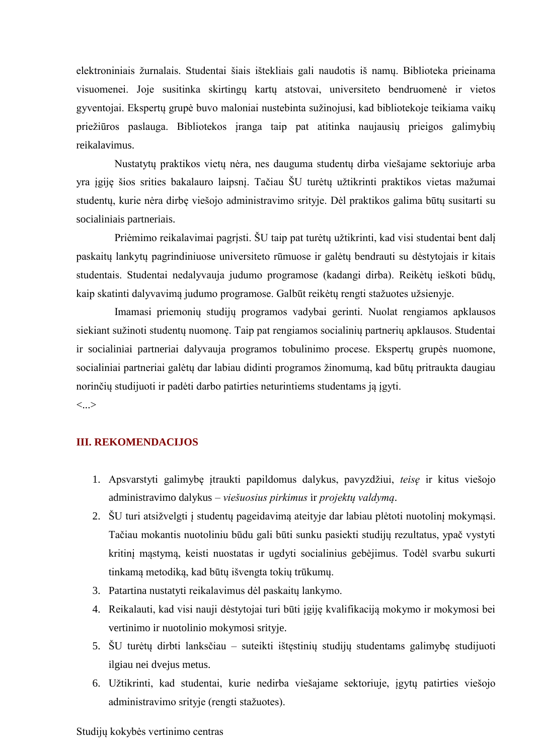elektroniniais žurnalais. Studentai šiais ištekliais gali naudotis iš namų. Biblioteka prieinama visuomenei. Joje susitinka skirtingų kartų atstovai, universiteto bendruomenė ir vietos gyventojai. Ekspertų grupė buvo maloniai nustebinta sužinojusi, kad bibliotekoje teikiama vaikų priežiūros paslauga. Bibliotekos įranga taip pat atitinka naujausių prieigos galimybių reikalavimus.

Nustatytų praktikos vietų nėra, nes dauguma studentų dirba viešajame sektoriuje arba yra įgiję šios srities bakalauro laipsnį. Tačiau ŠU turėtų užtikrinti praktikos vietas mažumai studentų, kurie nėra dirbę viešojo administravimo srityje. Dėl praktikos galima būtų susitarti su socialiniais partneriais.

Priėmimo reikalavimai pagrįsti. ŠU taip pat turėtų užtikrinti, kad visi studentai bent dalį paskaitų lankytų pagrindiniuose universiteto rūmuose ir galėtų bendrauti su dėstytojais ir kitais studentais. Studentai nedalyvauja judumo programose (kadangi dirba). Reikėtų ieškoti būdų, kaip skatinti dalyvavimą judumo programose. Galbūt reikėtų rengti stažuotes užsienyje.

Imamasi priemonių studijų programos vadybai gerinti. Nuolat rengiamos apklausos siekiant sužinoti studentų nuomonę. Taip pat rengiamos socialinių partnerių apklausos. Studentai ir socialiniai partneriai dalyvauja programos tobulinimo procese. Ekspertų grupės nuomone, socialiniai partneriai galėtų dar labiau didinti programos žinomumą, kad būtų pritraukta daugiau norinčių studijuoti ir padėti darbo patirties neturintiems studentams ją įgyti.

<...>

## III. REKOMENDACIJOS

1. Apsvarstyti galimybę įtraukti papildomus dalykus, pavyzdžiui, *teisę* ir kitus viešojo administravimo dalykus – *viešuosius pirkimus* ir *projektų valdymą*.
2. ŠU turi atsižvelgti į studentų pageidavimą ateityje dar labiau plėtoti nuotolinį mokymąsi. Tačiau mokantis nuotoliniu būdu gali būti sunku pasiekti studijų rezultatus, ypač vystyti kritinį mąstymą, keisti nuostatas ir ugdyti socialinius gebėjimus. Todėl svarbu sukurti tinkamą metodiką, kad būtų išvengta tokių trūkumų.
3. Patartina nustatyti reikalavimus dėl paskaitų lankymo.
4. Reikalauti, kad visi nauji dėstytojai turi būti įgiję kvalifikaciją mokymo ir mokymosi bei vertinimo ir nuotolinio mokymosi srityje.
5. ŠU turėtų dirbti lanksčiau – suteikti ištęstinių studijų studentams galimybę studijuoti ilgiau nei dvejus metus.
6. Užtikrinti, kad studentai, kurie nedirba viešajame sektoriuje, įgytų patirties viešojo administravimo srityje (rengti stažuotes).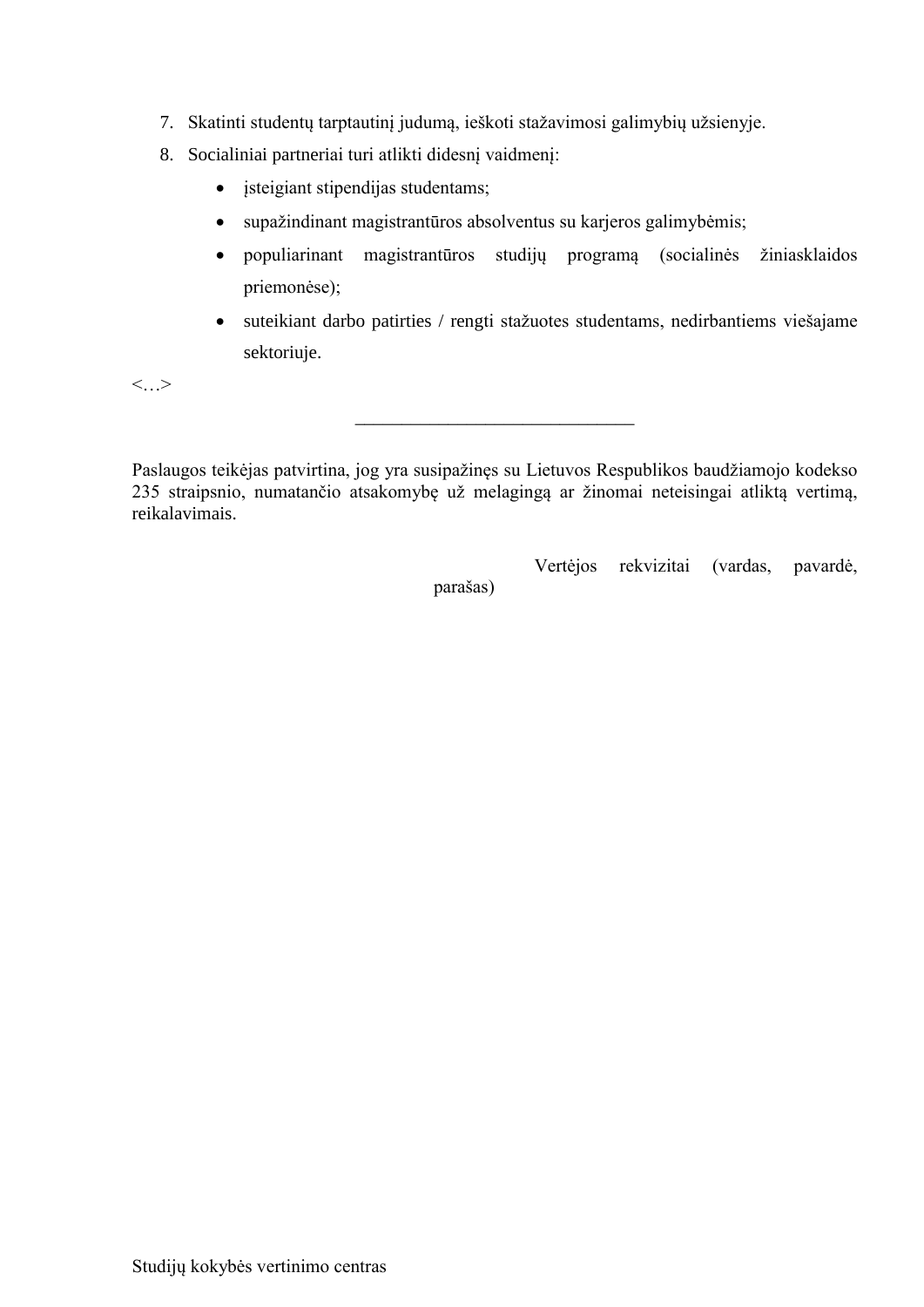7. Skatinti studentų tarptautinį judumą, ieškoti stažavimosi galimybių užsienyje.
8. Socialiniai partneriai turi atlikti didesnį vaidmenį:
   - įsteigiant stipendijas studentams;
   - supažindinant magistrantūros absolventus su karjeros galimybėmis;
   - populiarinant magistrantūros studijų programą (socialinės žiniasklaidos priemonėse);
   - suteikiant darbo patirties / rengti stažuotes studentams, nedirbantiems viešajame sektoriuje.

<…>

______________________________

Paslaugos teikėjas patvirtina, jog yra susipažinęs su Lietuvos Respublikos baudžiamojo kodekso 235 straipsnio, numatančio atsakomybę už melagingą ar žinomai neteisingai atliktą vertimą, reikalavimais.

Vertėjos rekvizitai (vardas, pavardė, parašas)